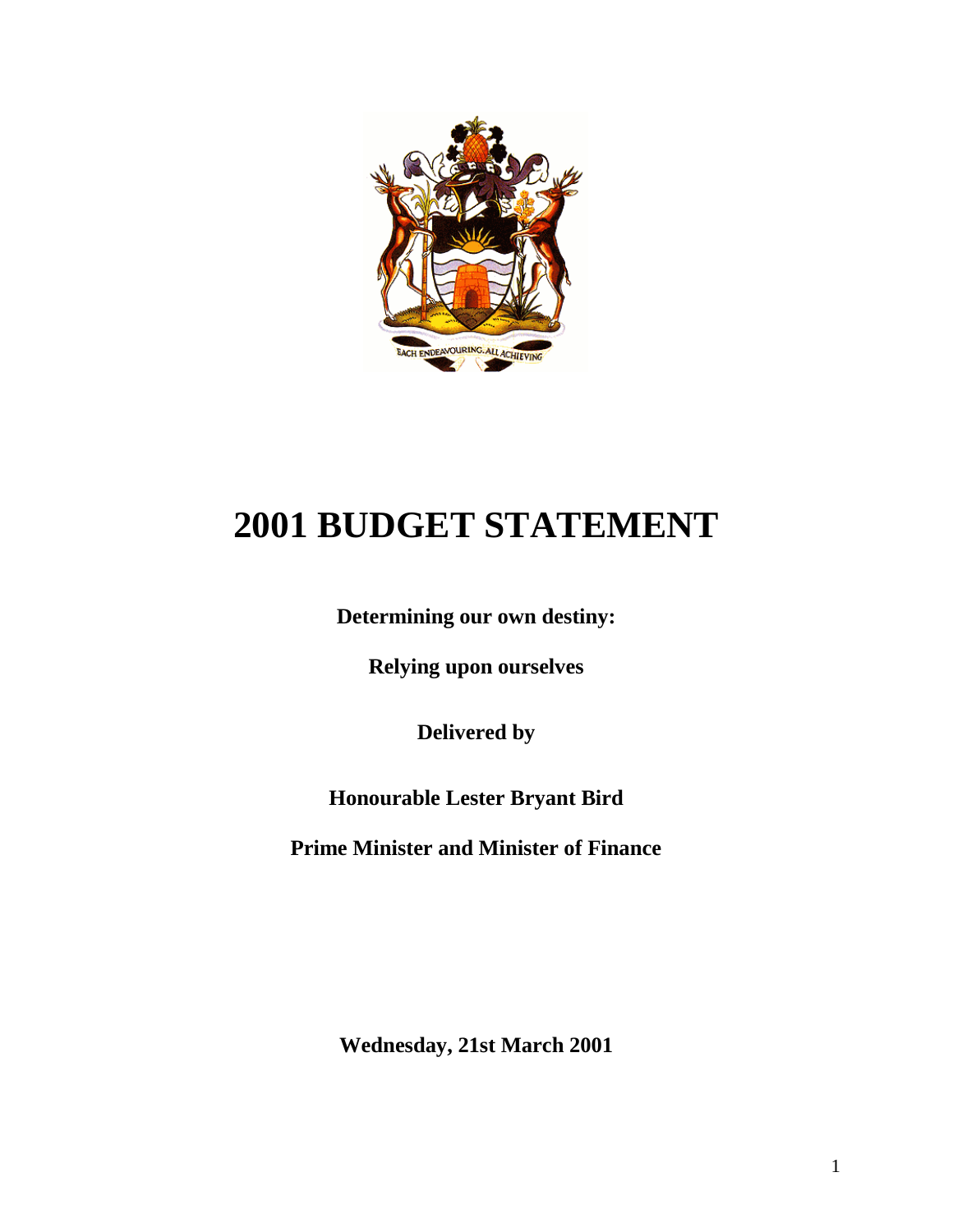# 2001 BUDGET STATEMENT

**Determining our own destiny:**

**Relying upon ourselves**

**Delivered by**

**Honourable Lester Bryant Bird**

**Prime Minister and Minister of Finance**

**Wednesday, 21st March 2001**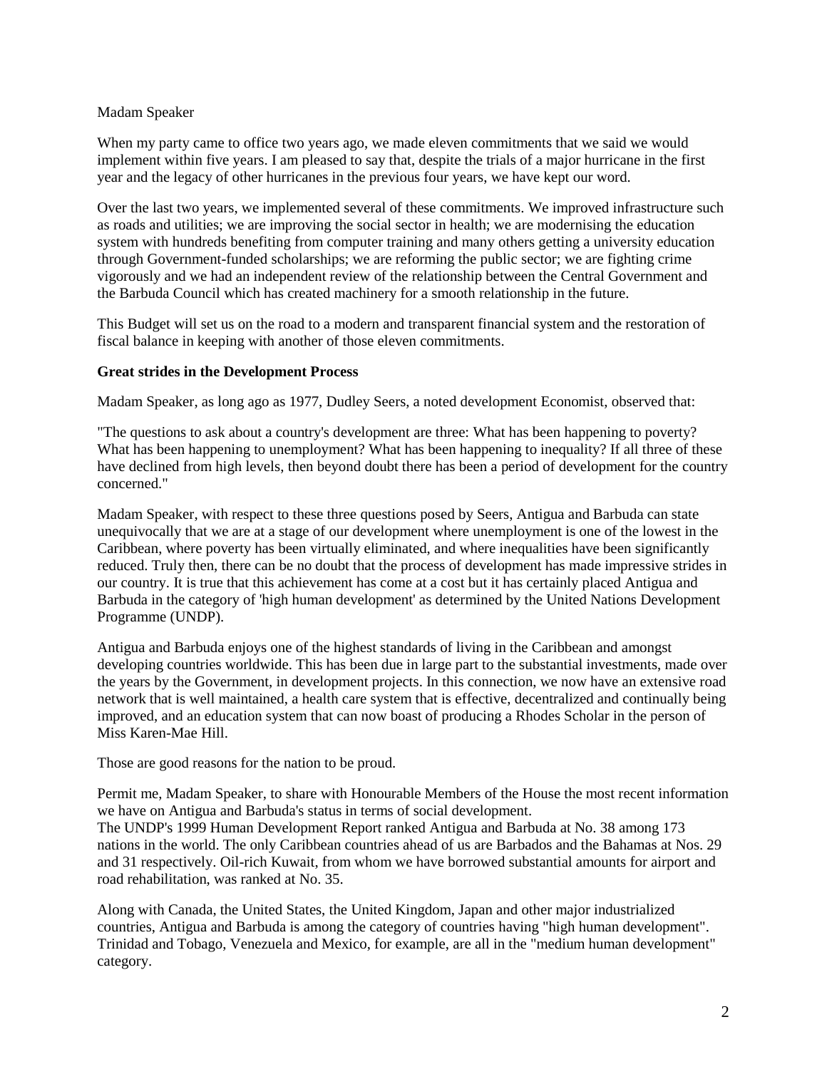Madam Speaker

When my party came to office two years ago, we made eleven commitments that we said we would implement within five years. I am pleased to say that, despite the trials of a major hurricane in the first year and the legacy of other hurricanes in the previous four years, we have kept our word.

Over the last two years, we implemented several of these commitments. We improved infrastructure such as roads and utilities; we are improving the social sector in health; we are modernising the education system with hundreds benefiting from computer training and many others getting a university education through Government-funded scholarships; we are reforming the public sector; we are fighting crime vigorously and we had an independent review of the relationship between the Central Government and the Barbuda Council which has created machinery for a smooth relationship in the future.

This Budget will set us on the road to a modern and transparent financial system and the restoration of fiscal balance in keeping with another of those eleven commitments.

**Great strides in the Development Process**

Madam Speaker, as long ago as 1977, Dudley Seers, a noted development Economist, observed that:

"The questions to ask about a country's development are three: What has been happening to poverty? What has been happening to unemployment? What has been happening to inequality? If all three of these have declined from high levels, then beyond doubt there has been a period of development for the country concerned."

Madam Speaker, with respect to these three questions posed by Seers, Antigua and Barbuda can state unequivocally that we are at a stage of our development where unemployment is one of the lowest in the Caribbean, where poverty has been virtually eliminated, and where inequalities have been significantly reduced. Truly then, there can be no doubt that the process of development has made impressive strides in our country. It is true that this achievement has come at a cost but it has certainly placed Antigua and Barbuda in the category of 'high human development' as determined by the United Nations Development Programme (UNDP).

Antigua and Barbuda enjoys one of the highest standards of living in the Caribbean and amongst developing countries worldwide. This has been due in large part to the substantial investments, made over the years by the Government, in development projects. In this connection, we now have an extensive road network that is well maintained, a health care system that is effective, decentralized and continually being improved, and an education system that can now boast of producing a Rhodes Scholar in the person of Miss Karen-Mae Hill.

Those are good reasons for the nation to be proud.

Permit me, Madam Speaker, to share with Honourable Members of the House the most recent information we have on Antigua and Barbuda's status in terms of social development.
The UNDP's 1999 Human Development Report ranked Antigua and Barbuda at No. 38 among 173 nations in the world. The only Caribbean countries ahead of us are Barbados and the Bahamas at Nos. 29 and 31 respectively. Oil-rich Kuwait, from whom we have borrowed substantial amounts for airport and road rehabilitation, was ranked at No. 35.

Along with Canada, the United States, the United Kingdom, Japan and other major industrialized countries, Antigua and Barbuda is among the category of countries having "high human development". Trinidad and Tobago, Venezuela and Mexico, for example, are all in the "medium human development" category.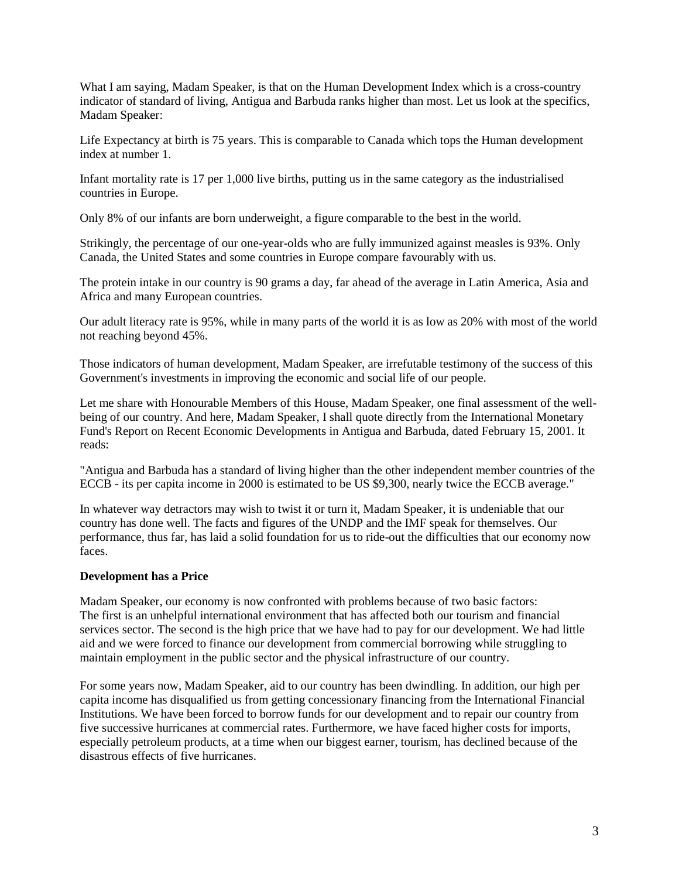What I am saying, Madam Speaker, is that on the Human Development Index which is a cross-country indicator of standard of living, Antigua and Barbuda ranks higher than most. Let us look at the specifics, Madam Speaker:

Life Expectancy at birth is 75 years. This is comparable to Canada which tops the Human development index at number 1.

Infant mortality rate is 17 per 1,000 live births, putting us in the same category as the industrialised countries in Europe.

Only 8% of our infants are born underweight, a figure comparable to the best in the world.

Strikingly, the percentage of our one-year-olds who are fully immunized against measles is 93%. Only Canada, the United States and some countries in Europe compare favourably with us.

The protein intake in our country is 90 grams a day, far ahead of the average in Latin America, Asia and Africa and many European countries.

Our adult literacy rate is 95%, while in many parts of the world it is as low as 20% with most of the world not reaching beyond 45%.

Those indicators of human development, Madam Speaker, are irrefutable testimony of the success of this Government's investments in improving the economic and social life of our people.

Let me share with Honourable Members of this House, Madam Speaker, one final assessment of the well-being of our country. And here, Madam Speaker, I shall quote directly from the International Monetary Fund's Report on Recent Economic Developments in Antigua and Barbuda, dated February 15, 2001. It reads:

"Antigua and Barbuda has a standard of living higher than the other independent member countries of the ECCB - its per capita income in 2000 is estimated to be US $9,300, nearly twice the ECCB average."

In whatever way detractors may wish to twist it or turn it, Madam Speaker, it is undeniable that our country has done well. The facts and figures of the UNDP and the IMF speak for themselves. Our performance, thus far, has laid a solid foundation for us to ride-out the difficulties that our economy now faces.

**Development has a Price**

Madam Speaker, our economy is now confronted with problems because of two basic factors:
The first is an unhelpful international environment that has affected both our tourism and financial services sector. The second is the high price that we have had to pay for our development. We had little aid and we were forced to finance our development from commercial borrowing while struggling to maintain employment in the public sector and the physical infrastructure of our country.

For some years now, Madam Speaker, aid to our country has been dwindling. In addition, our high per capita income has disqualified us from getting concessionary financing from the International Financial Institutions. We have been forced to borrow funds for our development and to repair our country from five successive hurricanes at commercial rates. Furthermore, we have faced higher costs for imports, especially petroleum products, at a time when our biggest earner, tourism, has declined because of the disastrous effects of five hurricanes.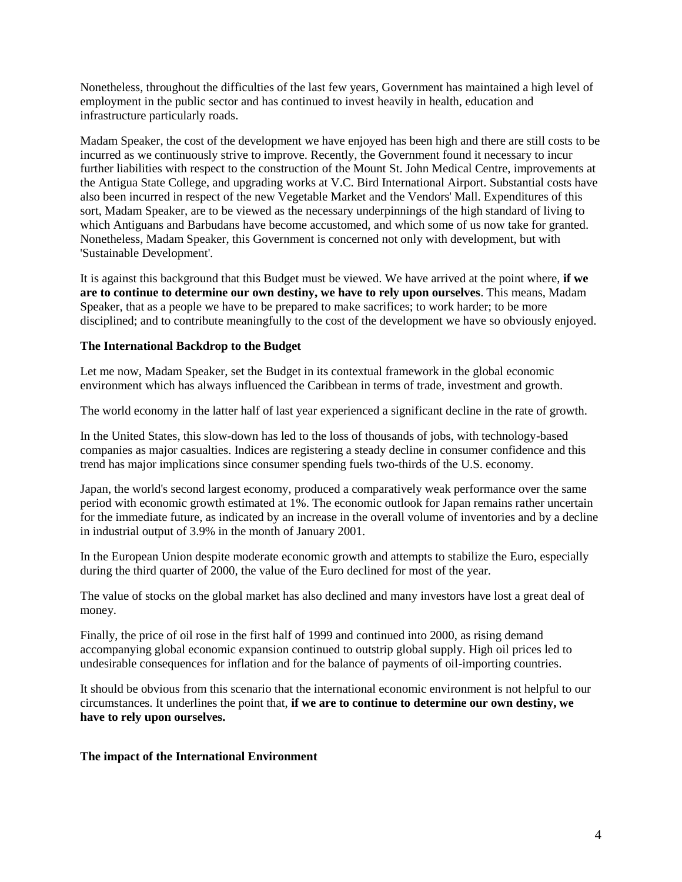Nonetheless, throughout the difficulties of the last few years, Government has maintained a high level of employment in the public sector and has continued to invest heavily in health, education and infrastructure particularly roads.

Madam Speaker, the cost of the development we have enjoyed has been high and there are still costs to be incurred as we continuously strive to improve. Recently, the Government found it necessary to incur further liabilities with respect to the construction of the Mount St. John Medical Centre, improvements at the Antigua State College, and upgrading works at V.C. Bird International Airport. Substantial costs have also been incurred in respect of the new Vegetable Market and the Vendors' Mall. Expenditures of this sort, Madam Speaker, are to be viewed as the necessary underpinnings of the high standard of living to which Antiguans and Barbudans have become accustomed, and which some of us now take for granted. Nonetheless, Madam Speaker, this Government is concerned not only with development, but with 'Sustainable Development'.

It is against this background that this Budget must be viewed. We have arrived at the point where, **if we are to continue to determine our own destiny, we have to rely upon ourselves**. This means, Madam Speaker, that as a people we have to be prepared to make sacrifices; to work harder; to be more disciplined; and to contribute meaningfully to the cost of the development we have so obviously enjoyed.

**The International Backdrop to the Budget**

Let me now, Madam Speaker, set the Budget in its contextual framework in the global economic environment which has always influenced the Caribbean in terms of trade, investment and growth.

The world economy in the latter half of last year experienced a significant decline in the rate of growth.

In the United States, this slow-down has led to the loss of thousands of jobs, with technology-based companies as major casualties. Indices are registering a steady decline in consumer confidence and this trend has major implications since consumer spending fuels two-thirds of the U.S. economy.

Japan, the world's second largest economy, produced a comparatively weak performance over the same period with economic growth estimated at 1%. The economic outlook for Japan remains rather uncertain for the immediate future, as indicated by an increase in the overall volume of inventories and by a decline in industrial output of 3.9% in the month of January 2001.

In the European Union despite moderate economic growth and attempts to stabilize the Euro, especially during the third quarter of 2000, the value of the Euro declined for most of the year.

The value of stocks on the global market has also declined and many investors have lost a great deal of money.

Finally, the price of oil rose in the first half of 1999 and continued into 2000, as rising demand accompanying global economic expansion continued to outstrip global supply. High oil prices led to undesirable consequences for inflation and for the balance of payments of oil-importing countries.

It should be obvious from this scenario that the international economic environment is not helpful to our circumstances. It underlines the point that, **if we are to continue to determine our own destiny, we have to rely upon ourselves.**

**The impact of the International Environment**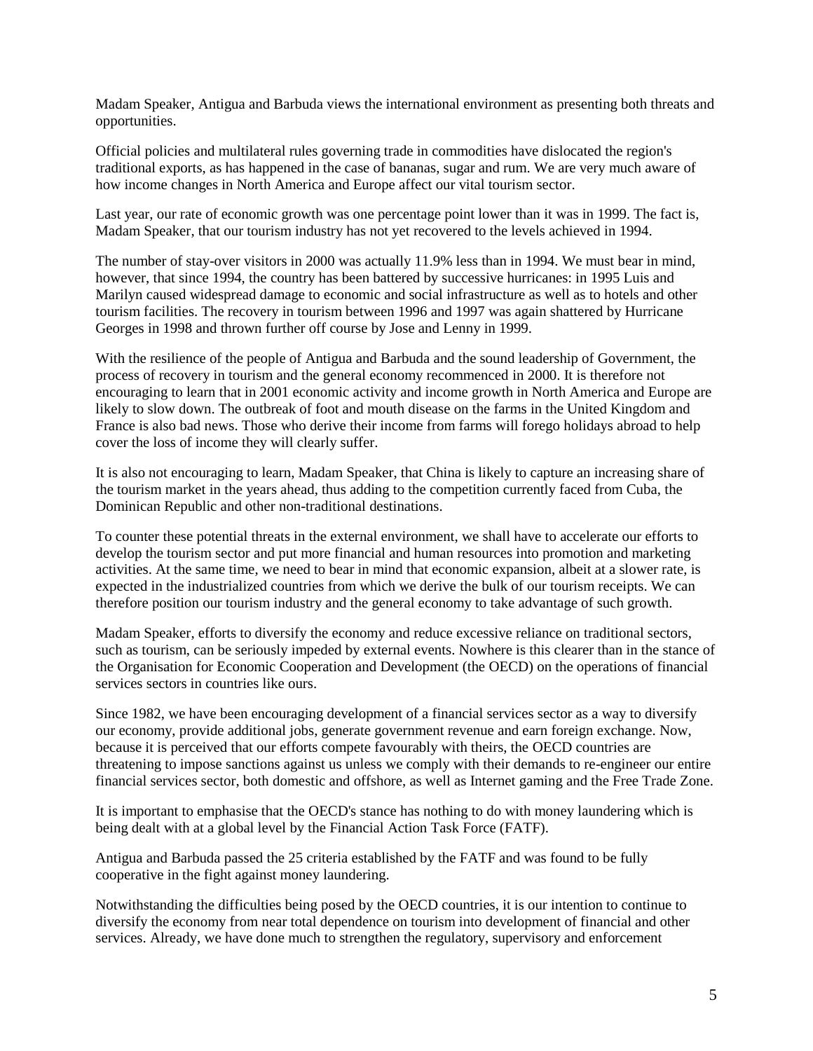Madam Speaker, Antigua and Barbuda views the international environment as presenting both threats and opportunities.

Official policies and multilateral rules governing trade in commodities have dislocated the region's traditional exports, as has happened in the case of bananas, sugar and rum. We are very much aware of how income changes in North America and Europe affect our vital tourism sector.

Last year, our rate of economic growth was one percentage point lower than it was in 1999. The fact is, Madam Speaker, that our tourism industry has not yet recovered to the levels achieved in 1994.

The number of stay-over visitors in 2000 was actually 11.9% less than in 1994. We must bear in mind, however, that since 1994, the country has been battered by successive hurricanes: in 1995 Luis and Marilyn caused widespread damage to economic and social infrastructure as well as to hotels and other tourism facilities. The recovery in tourism between 1996 and 1997 was again shattered by Hurricane Georges in 1998 and thrown further off course by Jose and Lenny in 1999.

With the resilience of the people of Antigua and Barbuda and the sound leadership of Government, the process of recovery in tourism and the general economy recommenced in 2000. It is therefore not encouraging to learn that in 2001 economic activity and income growth in North America and Europe are likely to slow down. The outbreak of foot and mouth disease on the farms in the United Kingdom and France is also bad news. Those who derive their income from farms will forego holidays abroad to help cover the loss of income they will clearly suffer.

It is also not encouraging to learn, Madam Speaker, that China is likely to capture an increasing share of the tourism market in the years ahead, thus adding to the competition currently faced from Cuba, the Dominican Republic and other non-traditional destinations.

To counter these potential threats in the external environment, we shall have to accelerate our efforts to develop the tourism sector and put more financial and human resources into promotion and marketing activities. At the same time, we need to bear in mind that economic expansion, albeit at a slower rate, is expected in the industrialized countries from which we derive the bulk of our tourism receipts. We can therefore position our tourism industry and the general economy to take advantage of such growth.

Madam Speaker, efforts to diversify the economy and reduce excessive reliance on traditional sectors, such as tourism, can be seriously impeded by external events. Nowhere is this clearer than in the stance of the Organisation for Economic Cooperation and Development (the OECD) on the operations of financial services sectors in countries like ours.

Since 1982, we have been encouraging development of a financial services sector as a way to diversify our economy, provide additional jobs, generate government revenue and earn foreign exchange. Now, because it is perceived that our efforts compete favourably with theirs, the OECD countries are threatening to impose sanctions against us unless we comply with their demands to re-engineer our entire financial services sector, both domestic and offshore, as well as Internet gaming and the Free Trade Zone.

It is important to emphasise that the OECD's stance has nothing to do with money laundering which is being dealt with at a global level by the Financial Action Task Force (FATF).

Antigua and Barbuda passed the 25 criteria established by the FATF and was found to be fully cooperative in the fight against money laundering.

Notwithstanding the difficulties being posed by the OECD countries, it is our intention to continue to diversify the economy from near total dependence on tourism into development of financial and other services. Already, we have done much to strengthen the regulatory, supervisory and enforcement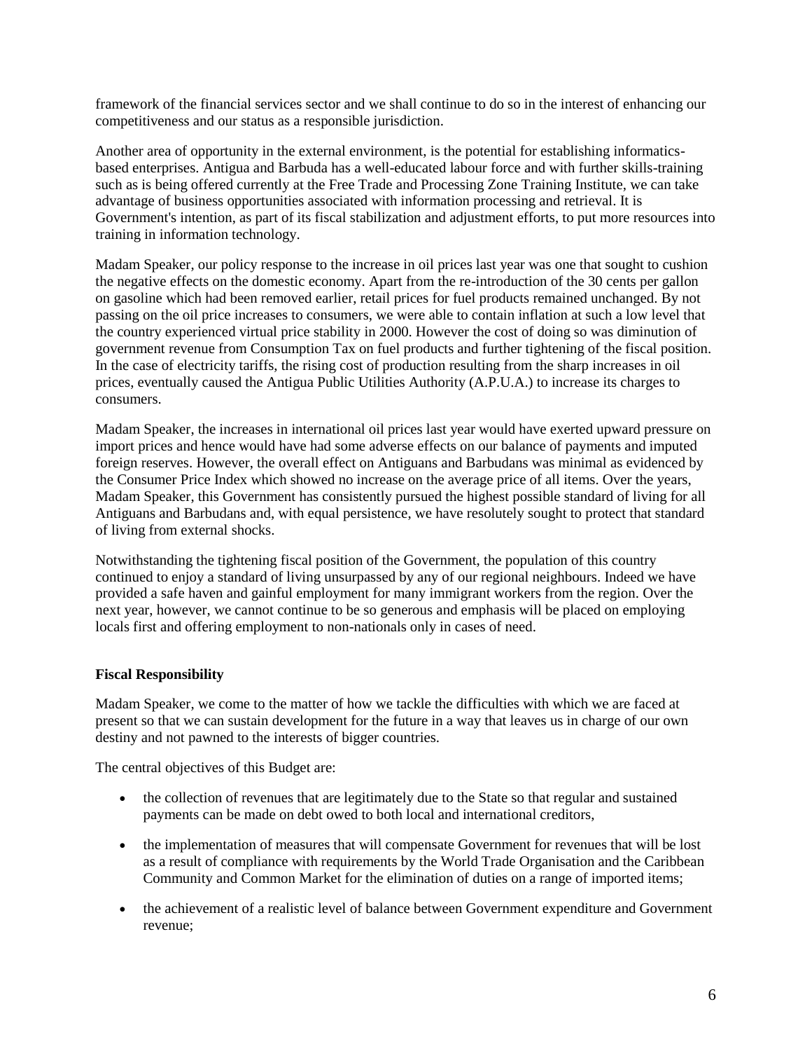framework of the financial services sector and we shall continue to do so in the interest of enhancing our competitiveness and our status as a responsible jurisdiction.

Another area of opportunity in the external environment, is the potential for establishing informatics-based enterprises. Antigua and Barbuda has a well-educated labour force and with further skills-training such as is being offered currently at the Free Trade and Processing Zone Training Institute, we can take advantage of business opportunities associated with information processing and retrieval. It is Government's intention, as part of its fiscal stabilization and adjustment efforts, to put more resources into training in information technology.

Madam Speaker, our policy response to the increase in oil prices last year was one that sought to cushion the negative effects on the domestic economy. Apart from the re-introduction of the 30 cents per gallon on gasoline which had been removed earlier, retail prices for fuel products remained unchanged. By not passing on the oil price increases to consumers, we were able to contain inflation at such a low level that the country experienced virtual price stability in 2000. However the cost of doing so was diminution of government revenue from Consumption Tax on fuel products and further tightening of the fiscal position. In the case of electricity tariffs, the rising cost of production resulting from the sharp increases in oil prices, eventually caused the Antigua Public Utilities Authority (A.P.U.A.) to increase its charges to consumers.

Madam Speaker, the increases in international oil prices last year would have exerted upward pressure on import prices and hence would have had some adverse effects on our balance of payments and imputed foreign reserves. However, the overall effect on Antiguans and Barbudans was minimal as evidenced by the Consumer Price Index which showed no increase on the average price of all items. Over the years, Madam Speaker, this Government has consistently pursued the highest possible standard of living for all Antiguans and Barbudans and, with equal persistence, we have resolutely sought to protect that standard of living from external shocks.

Notwithstanding the tightening fiscal position of the Government, the population of this country continued to enjoy a standard of living unsurpassed by any of our regional neighbours. Indeed we have provided a safe haven and gainful employment for many immigrant workers from the region. Over the next year, however, we cannot continue to be so generous and emphasis will be placed on employing locals first and offering employment to non-nationals only in cases of need.

**Fiscal Responsibility**

Madam Speaker, we come to the matter of how we tackle the difficulties with which we are faced at present so that we can sustain development for the future in a way that leaves us in charge of our own destiny and not pawned to the interests of bigger countries.

The central objectives of this Budget are:

- the collection of revenues that are legitimately due to the State so that regular and sustained payments can be made on debt owed to both local and international creditors,
- the implementation of measures that will compensate Government for revenues that will be lost as a result of compliance with requirements by the World Trade Organisation and the Caribbean Community and Common Market for the elimination of duties on a range of imported items;
- the achievement of a realistic level of balance between Government expenditure and Government revenue;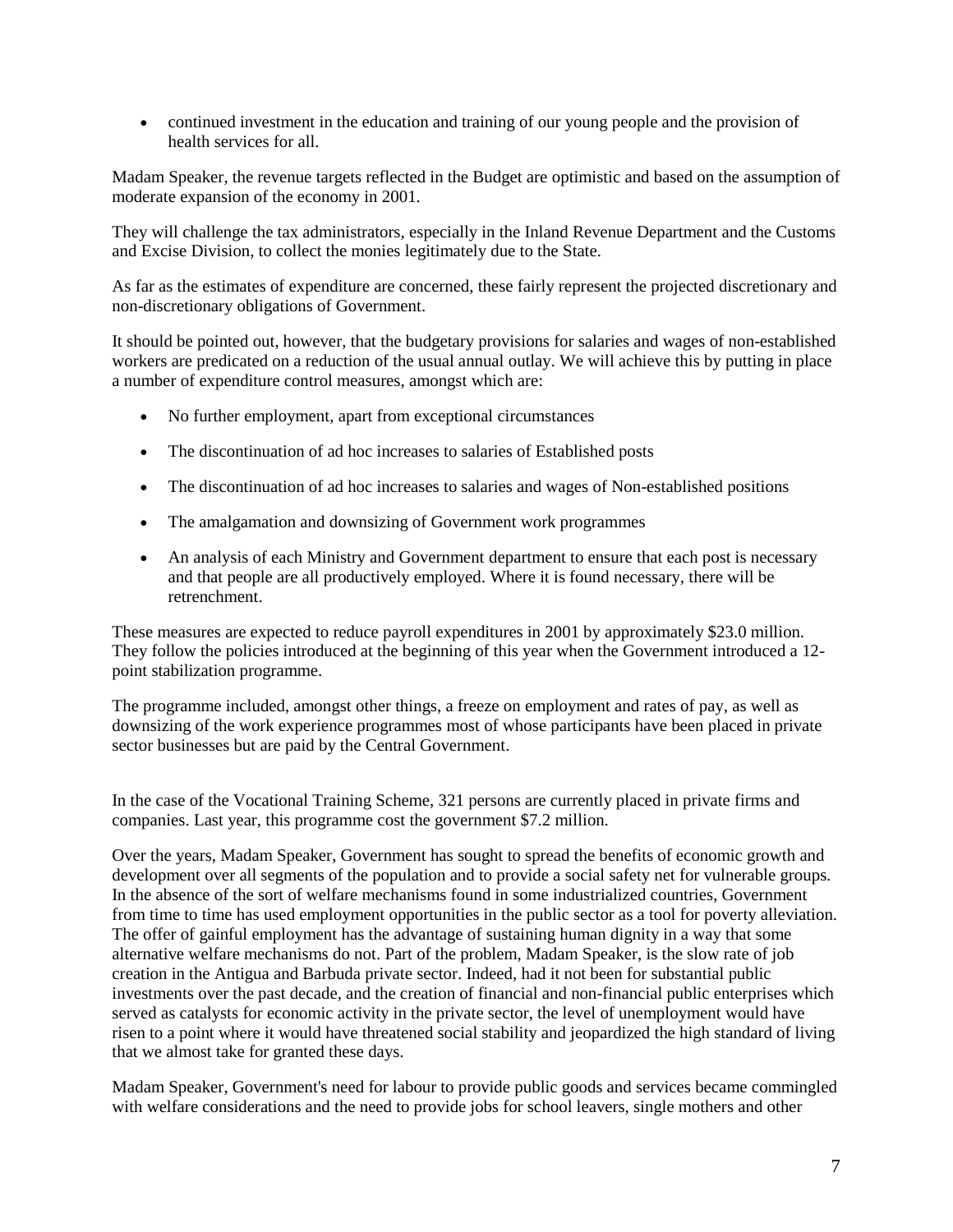- continued investment in the education and training of our young people and the provision of health services for all.

Madam Speaker, the revenue targets reflected in the Budget are optimistic and based on the assumption of moderate expansion of the economy in 2001.

They will challenge the tax administrators, especially in the Inland Revenue Department and the Customs and Excise Division, to collect the monies legitimately due to the State.

As far as the estimates of expenditure are concerned, these fairly represent the projected discretionary and non-discretionary obligations of Government.

It should be pointed out, however, that the budgetary provisions for salaries and wages of non-established workers are predicated on a reduction of the usual annual outlay. We will achieve this by putting in place a number of expenditure control measures, amongst which are:

- No further employment, apart from exceptional circumstances
- The discontinuation of ad hoc increases to salaries of Established posts
- The discontinuation of ad hoc increases to salaries and wages of Non-established positions
- The amalgamation and downsizing of Government work programmes
- An analysis of each Ministry and Government department to ensure that each post is necessary and that people are all productively employed. Where it is found necessary, there will be retrenchment.

These measures are expected to reduce payroll expenditures in 2001 by approximately $23.0 million. They follow the policies introduced at the beginning of this year when the Government introduced a 12-point stabilization programme.

The programme included, amongst other things, a freeze on employment and rates of pay, as well as downsizing of the work experience programmes most of whose participants have been placed in private sector businesses but are paid by the Central Government.

In the case of the Vocational Training Scheme, 321 persons are currently placed in private firms and companies. Last year, this programme cost the government $7.2 million.

Over the years, Madam Speaker, Government has sought to spread the benefits of economic growth and development over all segments of the population and to provide a social safety net for vulnerable groups. In the absence of the sort of welfare mechanisms found in some industrialized countries, Government from time to time has used employment opportunities in the public sector as a tool for poverty alleviation. The offer of gainful employment has the advantage of sustaining human dignity in a way that some alternative welfare mechanisms do not. Part of the problem, Madam Speaker, is the slow rate of job creation in the Antigua and Barbuda private sector. Indeed, had it not been for substantial public investments over the past decade, and the creation of financial and non-financial public enterprises which served as catalysts for economic activity in the private sector, the level of unemployment would have risen to a point where it would have threatened social stability and jeopardized the high standard of living that we almost take for granted these days.

Madam Speaker, Government's need for labour to provide public goods and services became commingled with welfare considerations and the need to provide jobs for school leavers, single mothers and other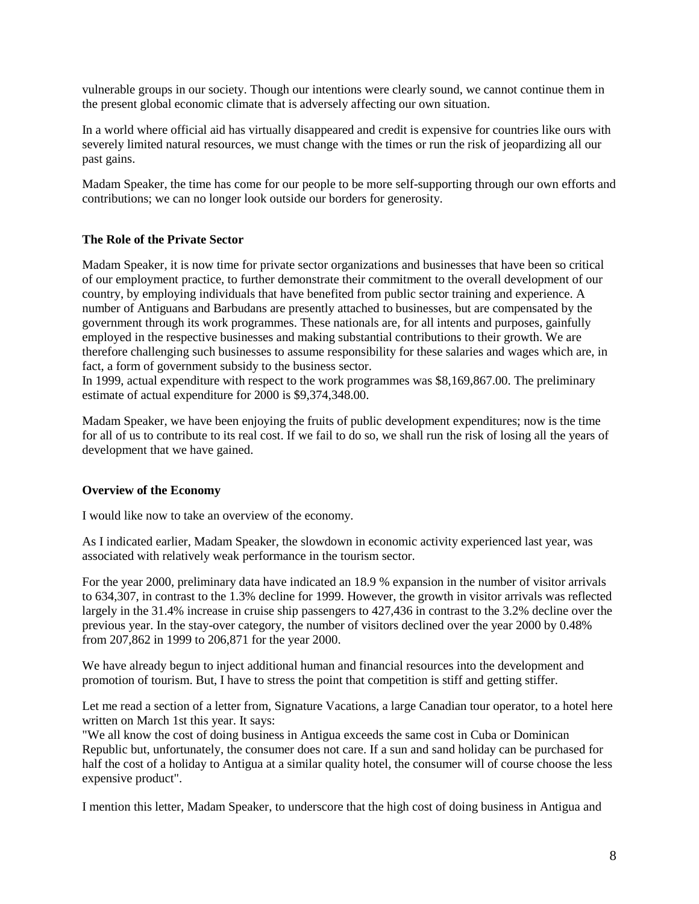vulnerable groups in our society. Though our intentions were clearly sound, we cannot continue them in the present global economic climate that is adversely affecting our own situation.

In a world where official aid has virtually disappeared and credit is expensive for countries like ours with severely limited natural resources, we must change with the times or run the risk of jeopardizing all our past gains.

Madam Speaker, the time has come for our people to be more self-supporting through our own efforts and contributions; we can no longer look outside our borders for generosity.

**The Role of the Private Sector**

Madam Speaker, it is now time for private sector organizations and businesses that have been so critical of our employment practice, to further demonstrate their commitment to the overall development of our country, by employing individuals that have benefited from public sector training and experience. A number of Antiguans and Barbudans are presently attached to businesses, but are compensated by the government through its work programmes. These nationals are, for all intents and purposes, gainfully employed in the respective businesses and making substantial contributions to their growth. We are therefore challenging such businesses to assume responsibility for these salaries and wages which are, in fact, a form of government subsidy to the business sector.
In 1999, actual expenditure with respect to the work programmes was $8,169,867.00. The preliminary estimate of actual expenditure for 2000 is $9,374,348.00.

Madam Speaker, we have been enjoying the fruits of public development expenditures; now is the time for all of us to contribute to its real cost. If we fail to do so, we shall run the risk of losing all the years of development that we have gained.

**Overview of the Economy**

I would like now to take an overview of the economy.

As I indicated earlier, Madam Speaker, the slowdown in economic activity experienced last year, was associated with relatively weak performance in the tourism sector.

For the year 2000, preliminary data have indicated an 18.9 % expansion in the number of visitor arrivals to 634,307, in contrast to the 1.3% decline for 1999. However, the growth in visitor arrivals was reflected largely in the 31.4% increase in cruise ship passengers to 427,436 in contrast to the 3.2% decline over the previous year. In the stay-over category, the number of visitors declined over the year 2000 by 0.48% from 207,862 in 1999 to 206,871 for the year 2000.

We have already begun to inject additional human and financial resources into the development and promotion of tourism. But, I have to stress the point that competition is stiff and getting stiffer.

Let me read a section of a letter from, Signature Vacations, a large Canadian tour operator, to a hotel here written on March 1st this year. It says:
"We all know the cost of doing business in Antigua exceeds the same cost in Cuba or Dominican Republic but, unfortunately, the consumer does not care. If a sun and sand holiday can be purchased for half the cost of a holiday to Antigua at a similar quality hotel, the consumer will of course choose the less expensive product".

I mention this letter, Madam Speaker, to underscore that the high cost of doing business in Antigua and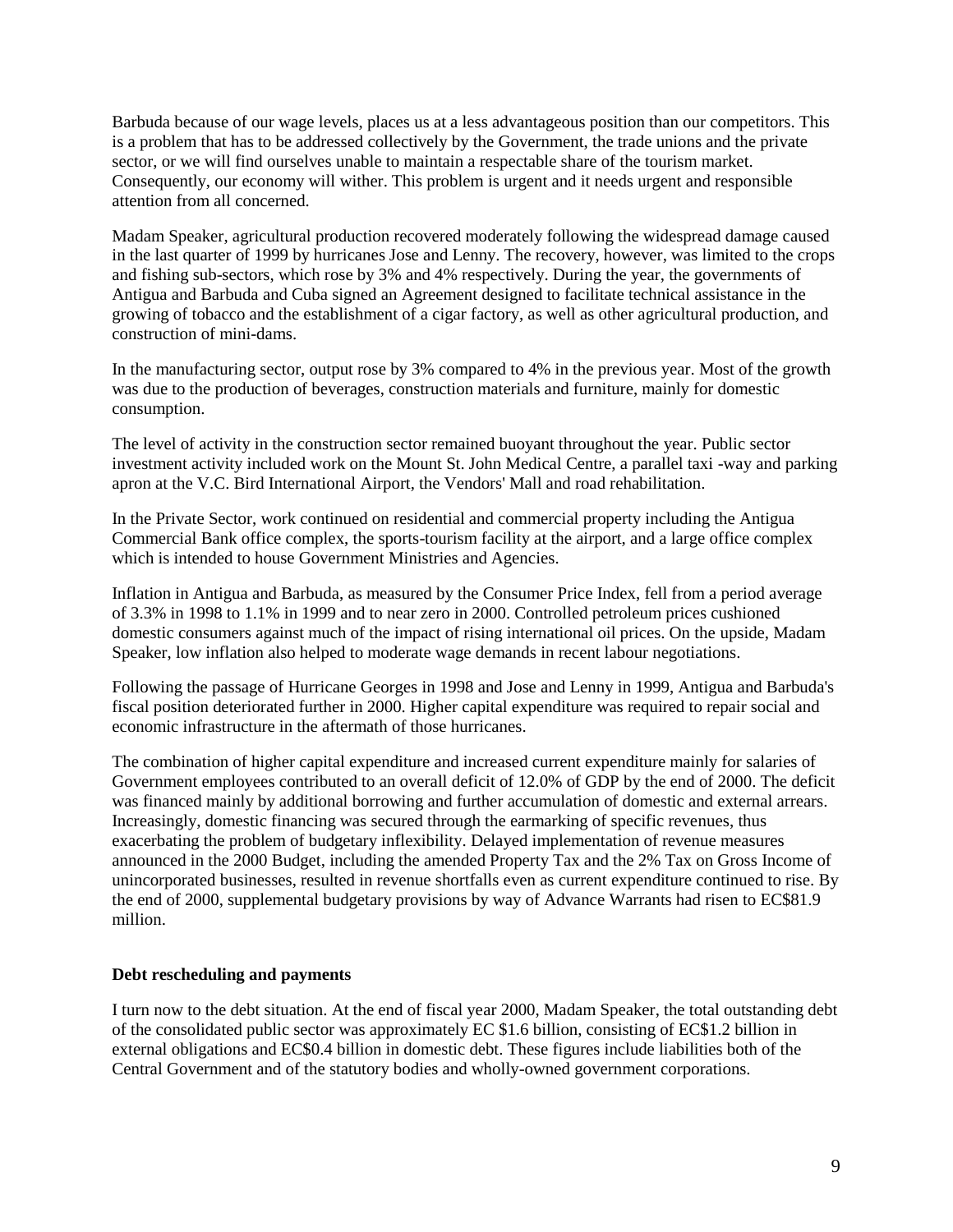Barbuda because of our wage levels, places us at a less advantageous position than our competitors. This is a problem that has to be addressed collectively by the Government, the trade unions and the private sector, or we will find ourselves unable to maintain a respectable share of the tourism market. Consequently, our economy will wither. This problem is urgent and it needs urgent and responsible attention from all concerned.

Madam Speaker, agricultural production recovered moderately following the widespread damage caused in the last quarter of 1999 by hurricanes Jose and Lenny. The recovery, however, was limited to the crops and fishing sub-sectors, which rose by 3% and 4% respectively. During the year, the governments of Antigua and Barbuda and Cuba signed an Agreement designed to facilitate technical assistance in the growing of tobacco and the establishment of a cigar factory, as well as other agricultural production, and construction of mini-dams.

In the manufacturing sector, output rose by 3% compared to 4% in the previous year. Most of the growth was due to the production of beverages, construction materials and furniture, mainly for domestic consumption.

The level of activity in the construction sector remained buoyant throughout the year. Public sector investment activity included work on the Mount St. John Medical Centre, a parallel taxi -way and parking apron at the V.C. Bird International Airport, the Vendors' Mall and road rehabilitation.

In the Private Sector, work continued on residential and commercial property including the Antigua Commercial Bank office complex, the sports-tourism facility at the airport, and a large office complex which is intended to house Government Ministries and Agencies.

Inflation in Antigua and Barbuda, as measured by the Consumer Price Index, fell from a period average of 3.3% in 1998 to 1.1% in 1999 and to near zero in 2000. Controlled petroleum prices cushioned domestic consumers against much of the impact of rising international oil prices. On the upside, Madam Speaker, low inflation also helped to moderate wage demands in recent labour negotiations.

Following the passage of Hurricane Georges in 1998 and Jose and Lenny in 1999, Antigua and Barbuda's fiscal position deteriorated further in 2000. Higher capital expenditure was required to repair social and economic infrastructure in the aftermath of those hurricanes.

The combination of higher capital expenditure and increased current expenditure mainly for salaries of Government employees contributed to an overall deficit of 12.0% of GDP by the end of 2000. The deficit was financed mainly by additional borrowing and further accumulation of domestic and external arrears. Increasingly, domestic financing was secured through the earmarking of specific revenues, thus exacerbating the problem of budgetary inflexibility. Delayed implementation of revenue measures announced in the 2000 Budget, including the amended Property Tax and the 2% Tax on Gross Income of unincorporated businesses, resulted in revenue shortfalls even as current expenditure continued to rise. By the end of 2000, supplemental budgetary provisions by way of Advance Warrants had risen to EC$81.9 million.

**Debt rescheduling and payments**

I turn now to the debt situation. At the end of fiscal year 2000, Madam Speaker, the total outstanding debt of the consolidated public sector was approximately EC $1.6 billion, consisting of EC$1.2 billion in external obligations and EC$0.4 billion in domestic debt. These figures include liabilities both of the Central Government and of the statutory bodies and wholly-owned government corporations.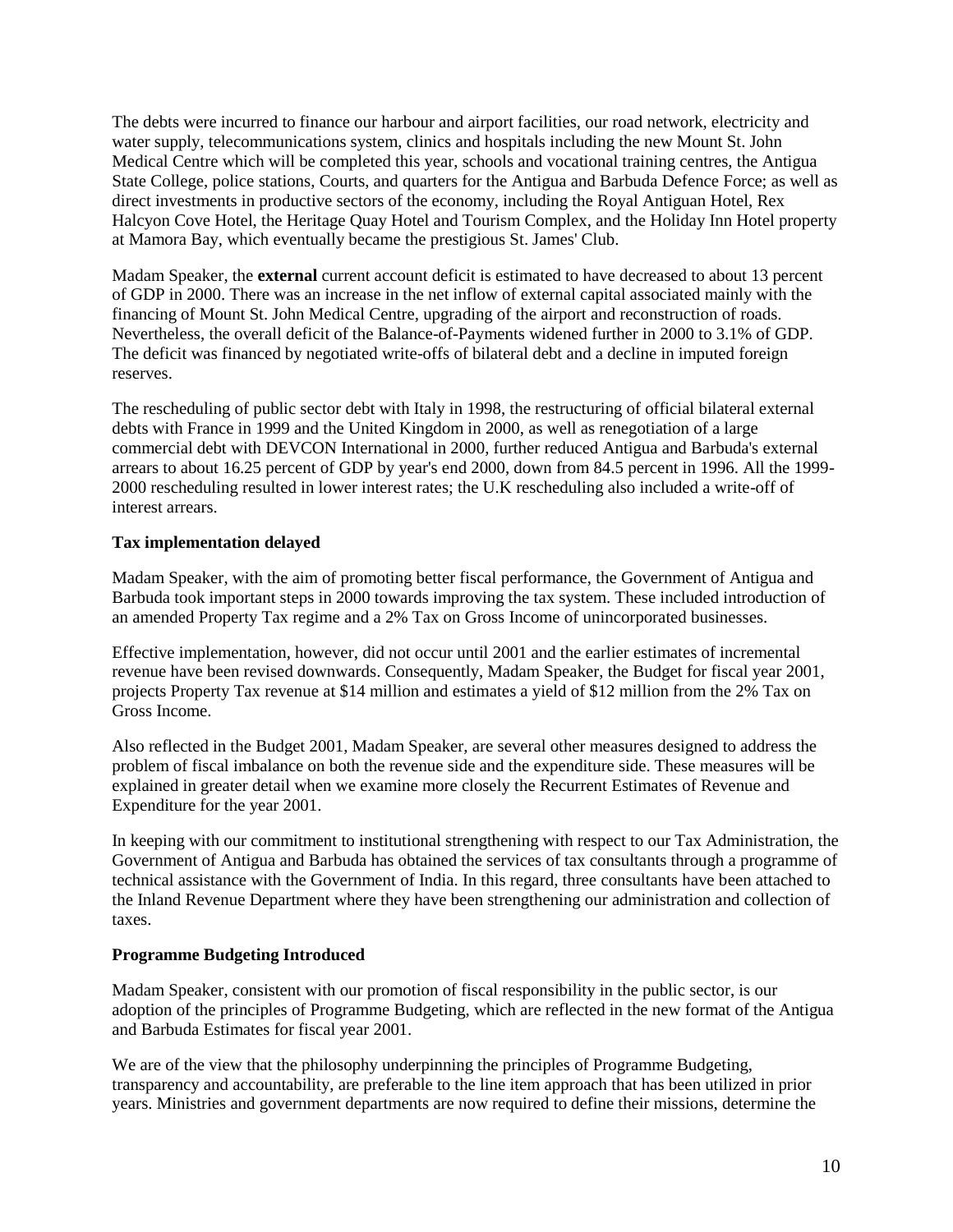The debts were incurred to finance our harbour and airport facilities, our road network, electricity and water supply, telecommunications system, clinics and hospitals including the new Mount St. John Medical Centre which will be completed this year, schools and vocational training centres, the Antigua State College, police stations, Courts, and quarters for the Antigua and Barbuda Defence Force; as well as direct investments in productive sectors of the economy, including the Royal Antiguan Hotel, Rex Halcyon Cove Hotel, the Heritage Quay Hotel and Tourism Complex, and the Holiday Inn Hotel property at Mamora Bay, which eventually became the prestigious St. James' Club.

Madam Speaker, the **external** current account deficit is estimated to have decreased to about 13 percent of GDP in 2000. There was an increase in the net inflow of external capital associated mainly with the financing of Mount St. John Medical Centre, upgrading of the airport and reconstruction of roads. Nevertheless, the overall deficit of the Balance-of-Payments widened further in 2000 to 3.1% of GDP. The deficit was financed by negotiated write-offs of bilateral debt and a decline in imputed foreign reserves.

The rescheduling of public sector debt with Italy in 1998, the restructuring of official bilateral external debts with France in 1999 and the United Kingdom in 2000, as well as renegotiation of a large commercial debt with DEVCON International in 2000, further reduced Antigua and Barbuda's external arrears to about 16.25 percent of GDP by year's end 2000, down from 84.5 percent in 1996. All the 1999-2000 rescheduling resulted in lower interest rates; the U.K rescheduling also included a write-off of interest arrears.

**Tax implementation delayed**

Madam Speaker, with the aim of promoting better fiscal performance, the Government of Antigua and Barbuda took important steps in 2000 towards improving the tax system. These included introduction of an amended Property Tax regime and a 2% Tax on Gross Income of unincorporated businesses.

Effective implementation, however, did not occur until 2001 and the earlier estimates of incremental revenue have been revised downwards. Consequently, Madam Speaker, the Budget for fiscal year 2001, projects Property Tax revenue at $14 million and estimates a yield of $12 million from the 2% Tax on Gross Income.

Also reflected in the Budget 2001, Madam Speaker, are several other measures designed to address the problem of fiscal imbalance on both the revenue side and the expenditure side. These measures will be explained in greater detail when we examine more closely the Recurrent Estimates of Revenue and Expenditure for the year 2001.

In keeping with our commitment to institutional strengthening with respect to our Tax Administration, the Government of Antigua and Barbuda has obtained the services of tax consultants through a programme of technical assistance with the Government of India. In this regard, three consultants have been attached to the Inland Revenue Department where they have been strengthening our administration and collection of taxes.

**Programme Budgeting Introduced**

Madam Speaker, consistent with our promotion of fiscal responsibility in the public sector, is our adoption of the principles of Programme Budgeting, which are reflected in the new format of the Antigua and Barbuda Estimates for fiscal year 2001.

We are of the view that the philosophy underpinning the principles of Programme Budgeting, transparency and accountability, are preferable to the line item approach that has been utilized in prior years. Ministries and government departments are now required to define their missions, determine the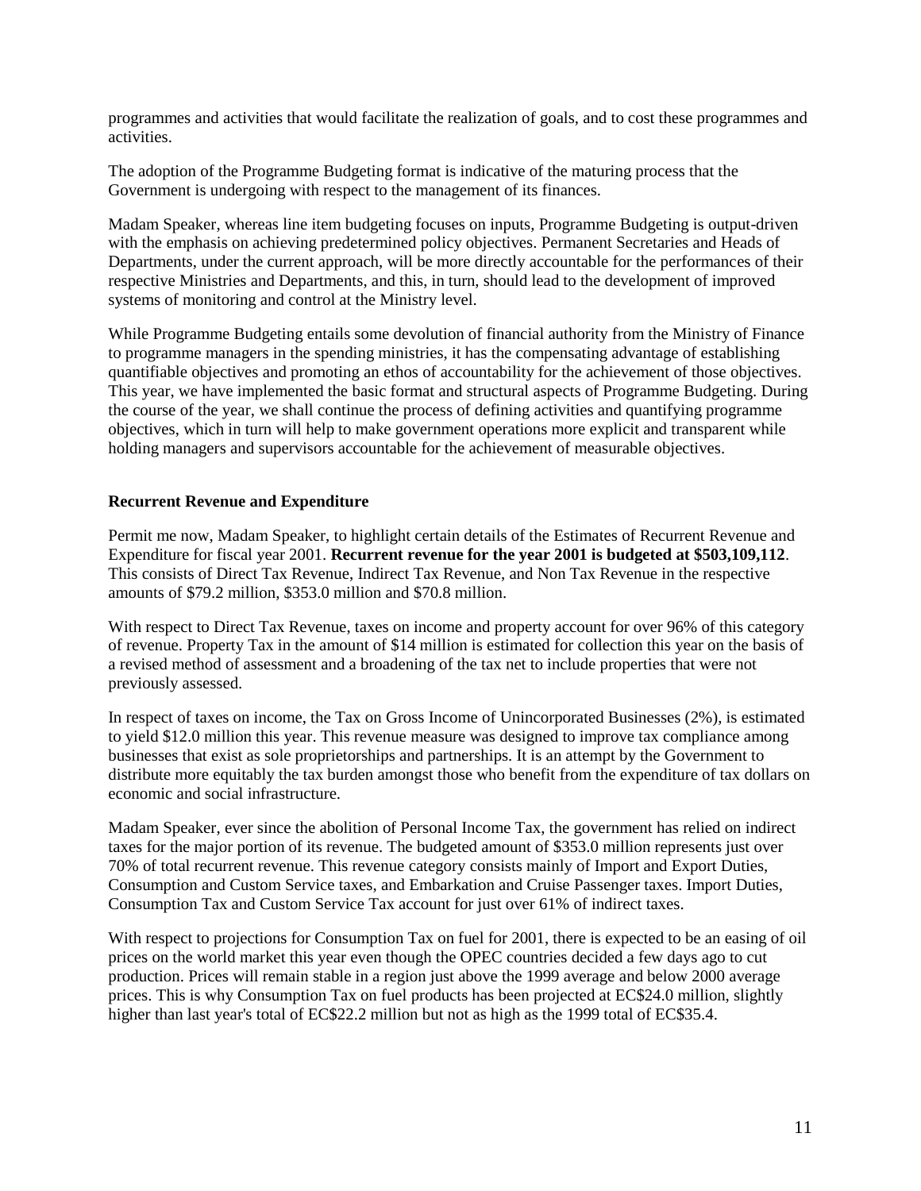programmes and activities that would facilitate the realization of goals, and to cost these programmes and activities.

The adoption of the Programme Budgeting format is indicative of the maturing process that the Government is undergoing with respect to the management of its finances.

Madam Speaker, whereas line item budgeting focuses on inputs, Programme Budgeting is output-driven with the emphasis on achieving predetermined policy objectives. Permanent Secretaries and Heads of Departments, under the current approach, will be more directly accountable for the performances of their respective Ministries and Departments, and this, in turn, should lead to the development of improved systems of monitoring and control at the Ministry level.

While Programme Budgeting entails some devolution of financial authority from the Ministry of Finance to programme managers in the spending ministries, it has the compensating advantage of establishing quantifiable objectives and promoting an ethos of accountability for the achievement of those objectives. This year, we have implemented the basic format and structural aspects of Programme Budgeting. During the course of the year, we shall continue the process of defining activities and quantifying programme objectives, which in turn will help to make government operations more explicit and transparent while holding managers and supervisors accountable for the achievement of measurable objectives.

**Recurrent Revenue and Expenditure**

Permit me now, Madam Speaker, to highlight certain details of the Estimates of Recurrent Revenue and Expenditure for fiscal year 2001. **Recurrent revenue for the year 2001 is budgeted at $503,109,112**. This consists of Direct Tax Revenue, Indirect Tax Revenue, and Non Tax Revenue in the respective amounts of $79.2 million, $353.0 million and $70.8 million.

With respect to Direct Tax Revenue, taxes on income and property account for over 96% of this category of revenue. Property Tax in the amount of $14 million is estimated for collection this year on the basis of a revised method of assessment and a broadening of the tax net to include properties that were not previously assessed.

In respect of taxes on income, the Tax on Gross Income of Unincorporated Businesses (2%), is estimated to yield $12.0 million this year. This revenue measure was designed to improve tax compliance among businesses that exist as sole proprietorships and partnerships. It is an attempt by the Government to distribute more equitably the tax burden amongst those who benefit from the expenditure of tax dollars on economic and social infrastructure.

Madam Speaker, ever since the abolition of Personal Income Tax, the government has relied on indirect taxes for the major portion of its revenue. The budgeted amount of $353.0 million represents just over 70% of total recurrent revenue. This revenue category consists mainly of Import and Export Duties, Consumption and Custom Service taxes, and Embarkation and Cruise Passenger taxes. Import Duties, Consumption Tax and Custom Service Tax account for just over 61% of indirect taxes.

With respect to projections for Consumption Tax on fuel for 2001, there is expected to be an easing of oil prices on the world market this year even though the OPEC countries decided a few days ago to cut production. Prices will remain stable in a region just above the 1999 average and below 2000 average prices. This is why Consumption Tax on fuel products has been projected at EC$24.0 million, slightly higher than last year's total of EC$22.2 million but not as high as the 1999 total of EC$35.4.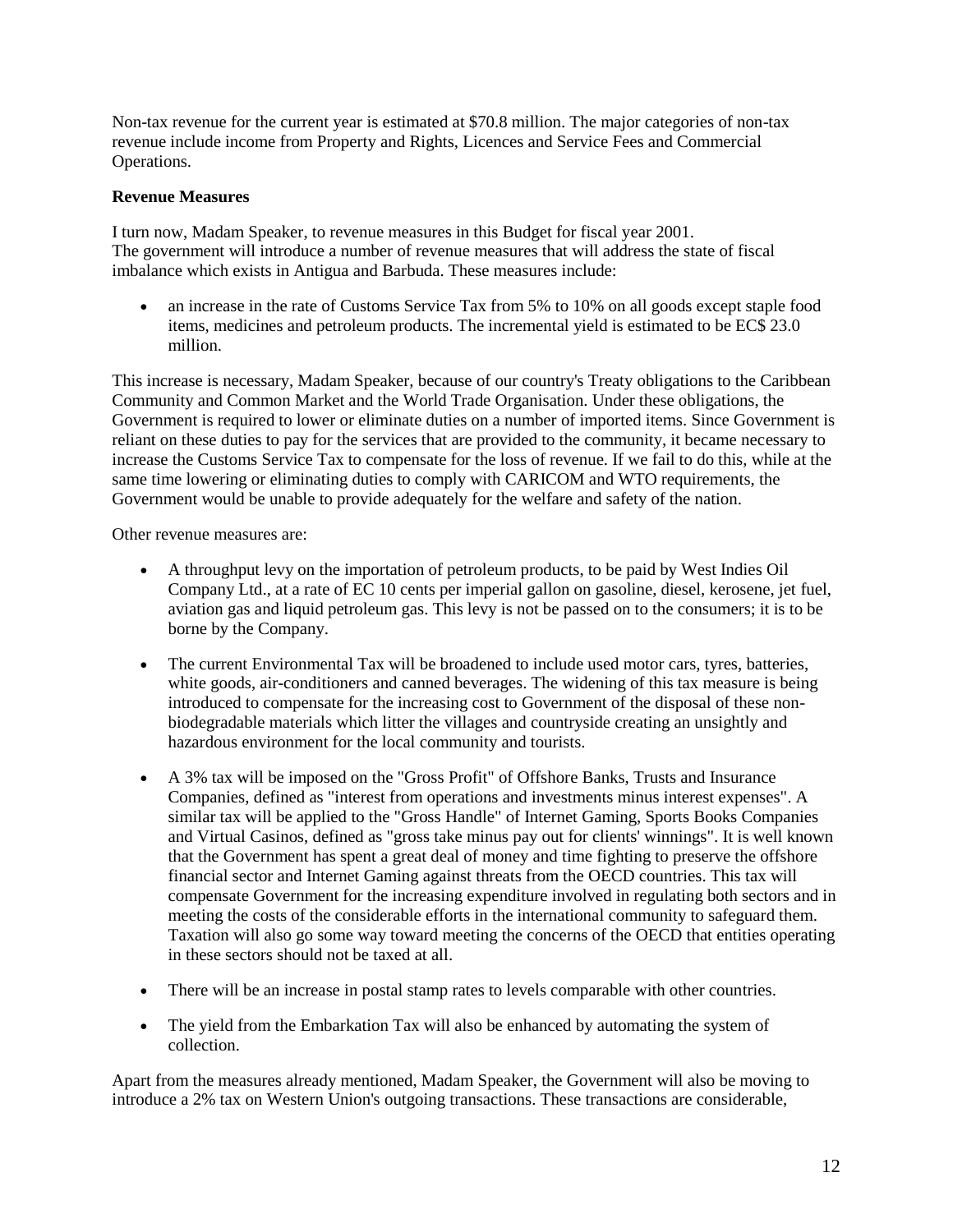Non-tax revenue for the current year is estimated at $70.8 million. The major categories of non-tax revenue include income from Property and Rights, Licences and Service Fees and Commercial Operations.

**Revenue Measures**

I turn now, Madam Speaker, to revenue measures in this Budget for fiscal year 2001. The government will introduce a number of revenue measures that will address the state of fiscal imbalance which exists in Antigua and Barbuda. These measures include:

- an increase in the rate of Customs Service Tax from 5% to 10% on all goods except staple food items, medicines and petroleum products. The incremental yield is estimated to be EC$ 23.0 million.

This increase is necessary, Madam Speaker, because of our country's Treaty obligations to the Caribbean Community and Common Market and the World Trade Organisation. Under these obligations, the Government is required to lower or eliminate duties on a number of imported items. Since Government is reliant on these duties to pay for the services that are provided to the community, it became necessary to increase the Customs Service Tax to compensate for the loss of revenue. If we fail to do this, while at the same time lowering or eliminating duties to comply with CARICOM and WTO requirements, the Government would be unable to provide adequately for the welfare and safety of the nation.

Other revenue measures are:

- A throughput levy on the importation of petroleum products, to be paid by West Indies Oil Company Ltd., at a rate of EC 10 cents per imperial gallon on gasoline, diesel, kerosene, jet fuel, aviation gas and liquid petroleum gas. This levy is not be passed on to the consumers; it is to be borne by the Company.
- The current Environmental Tax will be broadened to include used motor cars, tyres, batteries, white goods, air-conditioners and canned beverages. The widening of this tax measure is being introduced to compensate for the increasing cost to Government of the disposal of these non-biodegradable materials which litter the villages and countryside creating an unsightly and hazardous environment for the local community and tourists.
- A 3% tax will be imposed on the "Gross Profit" of Offshore Banks, Trusts and Insurance Companies, defined as "interest from operations and investments minus interest expenses". A similar tax will be applied to the "Gross Handle" of Internet Gaming, Sports Books Companies and Virtual Casinos, defined as "gross take minus pay out for clients' winnings". It is well known that the Government has spent a great deal of money and time fighting to preserve the offshore financial sector and Internet Gaming against threats from the OECD countries. This tax will compensate Government for the increasing expenditure involved in regulating both sectors and in meeting the costs of the considerable efforts in the international community to safeguard them. Taxation will also go some way toward meeting the concerns of the OECD that entities operating in these sectors should not be taxed at all.
- There will be an increase in postal stamp rates to levels comparable with other countries.
- The yield from the Embarkation Tax will also be enhanced by automating the system of collection.

Apart from the measures already mentioned, Madam Speaker, the Government will also be moving to introduce a 2% tax on Western Union's outgoing transactions. These transactions are considerable,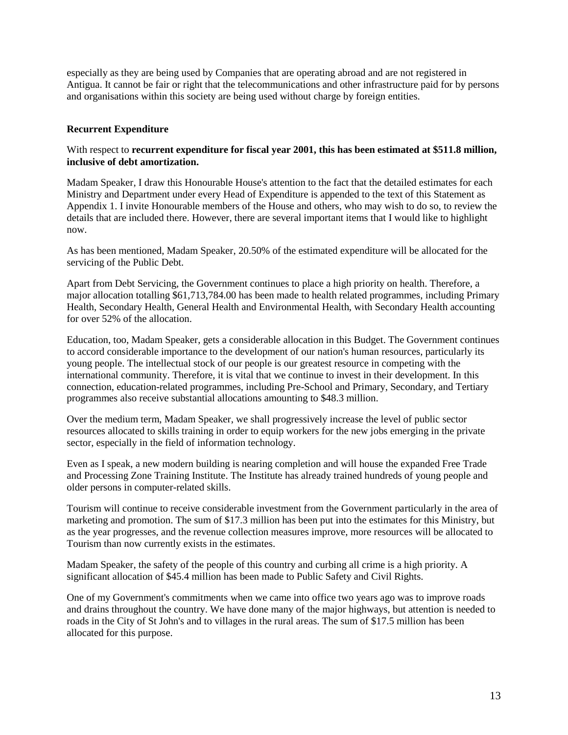especially as they are being used by Companies that are operating abroad and are not registered in Antigua. It cannot be fair or right that the telecommunications and other infrastructure paid for by persons and organisations within this society are being used without charge by foreign entities.

### Recurrent Expenditure

With respect to **recurrent expenditure for fiscal year 2001, this has been estimated at $511.8 million, inclusive of debt amortization.**

Madam Speaker, I draw this Honourable House's attention to the fact that the detailed estimates for each Ministry and Department under every Head of Expenditure is appended to the text of this Statement as Appendix 1. I invite Honourable members of the House and others, who may wish to do so, to review the details that are included there. However, there are several important items that I would like to highlight now.

As has been mentioned, Madam Speaker, 20.50% of the estimated expenditure will be allocated for the servicing of the Public Debt.

Apart from Debt Servicing, the Government continues to place a high priority on health. Therefore, a major allocation totalling $61,713,784.00 has been made to health related programmes, including Primary Health, Secondary Health, General Health and Environmental Health, with Secondary Health accounting for over 52% of the allocation.

Education, too, Madam Speaker, gets a considerable allocation in this Budget. The Government continues to accord considerable importance to the development of our nation's human resources, particularly its young people. The intellectual stock of our people is our greatest resource in competing with the international community. Therefore, it is vital that we continue to invest in their development. In this connection, education-related programmes, including Pre-School and Primary, Secondary, and Tertiary programmes also receive substantial allocations amounting to $48.3 million.

Over the medium term, Madam Speaker, we shall progressively increase the level of public sector resources allocated to skills training in order to equip workers for the new jobs emerging in the private sector, especially in the field of information technology.

Even as I speak, a new modern building is nearing completion and will house the expanded Free Trade and Processing Zone Training Institute. The Institute has already trained hundreds of young people and older persons in computer-related skills.

Tourism will continue to receive considerable investment from the Government particularly in the area of marketing and promotion. The sum of $17.3 million has been put into the estimates for this Ministry, but as the year progresses, and the revenue collection measures improve, more resources will be allocated to Tourism than now currently exists in the estimates.

Madam Speaker, the safety of the people of this country and curbing all crime is a high priority. A significant allocation of $45.4 million has been made to Public Safety and Civil Rights.

One of my Government's commitments when we came into office two years ago was to improve roads and drains throughout the country. We have done many of the major highways, but attention is needed to roads in the City of St John's and to villages in the rural areas. The sum of $17.5 million has been allocated for this purpose.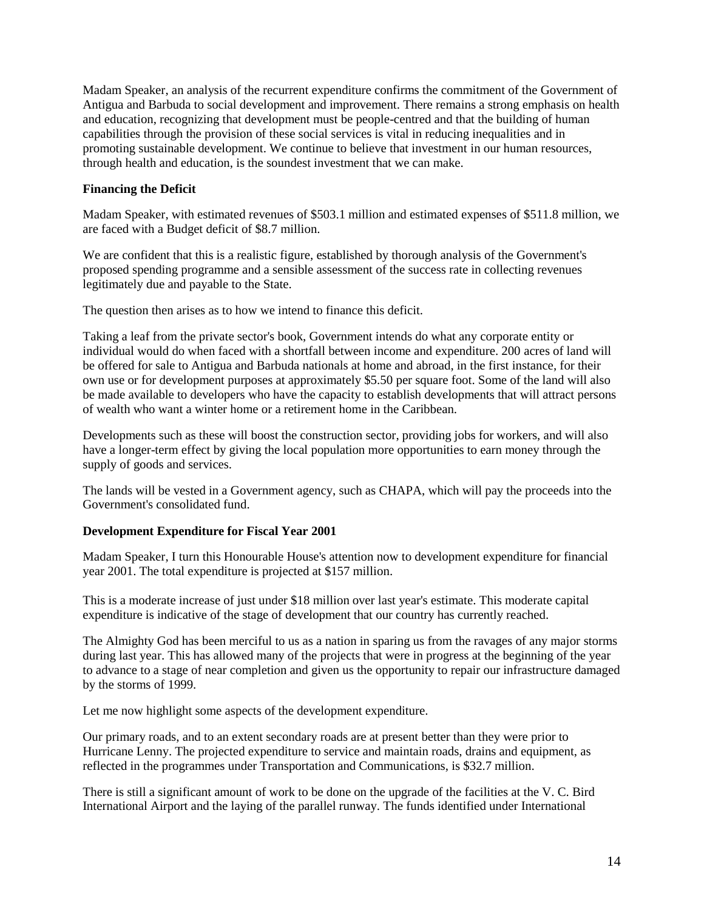Madam Speaker, an analysis of the recurrent expenditure confirms the commitment of the Government of Antigua and Barbuda to social development and improvement. There remains a strong emphasis on health and education, recognizing that development must be people-centred and that the building of human capabilities through the provision of these social services is vital in reducing inequalities and in promoting sustainable development. We continue to believe that investment in our human resources, through health and education, is the soundest investment that we can make.

**Financing the Deficit**

Madam Speaker, with estimated revenues of $503.1 million and estimated expenses of $511.8 million, we are faced with a Budget deficit of $8.7 million.

We are confident that this is a realistic figure, established by thorough analysis of the Government's proposed spending programme and a sensible assessment of the success rate in collecting revenues legitimately due and payable to the State.

The question then arises as to how we intend to finance this deficit.

Taking a leaf from the private sector's book, Government intends do what any corporate entity or individual would do when faced with a shortfall between income and expenditure. 200 acres of land will be offered for sale to Antigua and Barbuda nationals at home and abroad, in the first instance, for their own use or for development purposes at approximately $5.50 per square foot. Some of the land will also be made available to developers who have the capacity to establish developments that will attract persons of wealth who want a winter home or a retirement home in the Caribbean.

Developments such as these will boost the construction sector, providing jobs for workers, and will also have a longer-term effect by giving the local population more opportunities to earn money through the supply of goods and services.

The lands will be vested in a Government agency, such as CHAPA, which will pay the proceeds into the Government's consolidated fund.

**Development Expenditure for Fiscal Year 2001**

Madam Speaker, I turn this Honourable House's attention now to development expenditure for financial year 2001. The total expenditure is projected at $157 million.

This is a moderate increase of just under $18 million over last year's estimate. This moderate capital expenditure is indicative of the stage of development that our country has currently reached.

The Almighty God has been merciful to us as a nation in sparing us from the ravages of any major storms during last year. This has allowed many of the projects that were in progress at the beginning of the year to advance to a stage of near completion and given us the opportunity to repair our infrastructure damaged by the storms of 1999.

Let me now highlight some aspects of the development expenditure.

Our primary roads, and to an extent secondary roads are at present better than they were prior to Hurricane Lenny. The projected expenditure to service and maintain roads, drains and equipment, as reflected in the programmes under Transportation and Communications, is $32.7 million.

There is still a significant amount of work to be done on the upgrade of the facilities at the V. C. Bird International Airport and the laying of the parallel runway. The funds identified under International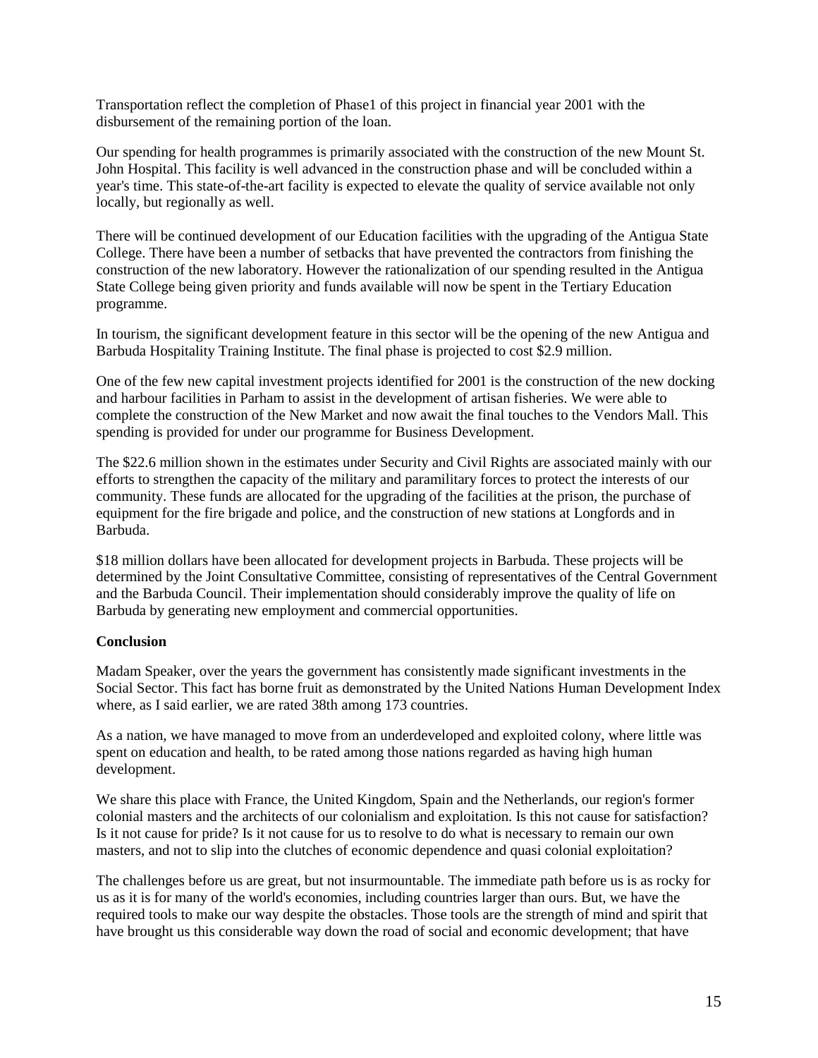Transportation reflect the completion of Phase1 of this project in financial year 2001 with the disbursement of the remaining portion of the loan.

Our spending for health programmes is primarily associated with the construction of the new Mount St. John Hospital. This facility is well advanced in the construction phase and will be concluded within a year's time. This state-of-the-art facility is expected to elevate the quality of service available not only locally, but regionally as well.

There will be continued development of our Education facilities with the upgrading of the Antigua State College. There have been a number of setbacks that have prevented the contractors from finishing the construction of the new laboratory. However the rationalization of our spending resulted in the Antigua State College being given priority and funds available will now be spent in the Tertiary Education programme.

In tourism, the significant development feature in this sector will be the opening of the new Antigua and Barbuda Hospitality Training Institute. The final phase is projected to cost $2.9 million.

One of the few new capital investment projects identified for 2001 is the construction of the new docking and harbour facilities in Parham to assist in the development of artisan fisheries. We were able to complete the construction of the New Market and now await the final touches to the Vendors Mall. This spending is provided for under our programme for Business Development.

The $22.6 million shown in the estimates under Security and Civil Rights are associated mainly with our efforts to strengthen the capacity of the military and paramilitary forces to protect the interests of our community. These funds are allocated for the upgrading of the facilities at the prison, the purchase of equipment for the fire brigade and police, and the construction of new stations at Longfords and in Barbuda.

$18 million dollars have been allocated for development projects in Barbuda. These projects will be determined by the Joint Consultative Committee, consisting of representatives of the Central Government and the Barbuda Council. Their implementation should considerably improve the quality of life on Barbuda by generating new employment and commercial opportunities.

**Conclusion**

Madam Speaker, over the years the government has consistently made significant investments in the Social Sector. This fact has borne fruit as demonstrated by the United Nations Human Development Index where, as I said earlier, we are rated 38th among 173 countries.

As a nation, we have managed to move from an underdeveloped and exploited colony, where little was spent on education and health, to be rated among those nations regarded as having high human development.

We share this place with France, the United Kingdom, Spain and the Netherlands, our region's former colonial masters and the architects of our colonialism and exploitation. Is this not cause for satisfaction? Is it not cause for pride? Is it not cause for us to resolve to do what is necessary to remain our own masters, and not to slip into the clutches of economic dependence and quasi colonial exploitation?

The challenges before us are great, but not insurmountable. The immediate path before us is as rocky for us as it is for many of the world's economies, including countries larger than ours. But, we have the required tools to make our way despite the obstacles. Those tools are the strength of mind and spirit that have brought us this considerable way down the road of social and economic development; that have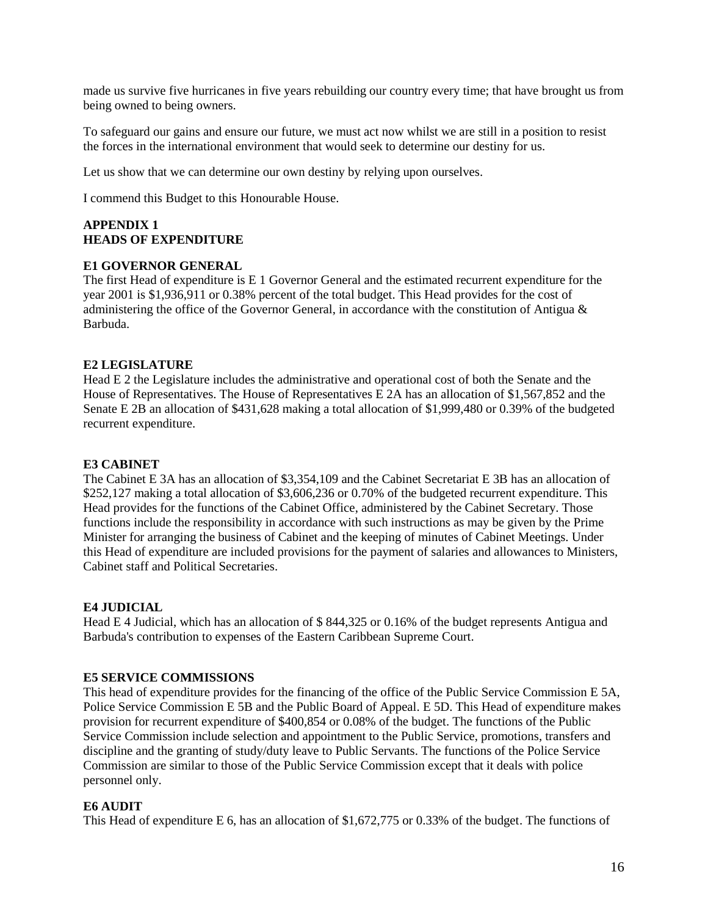made us survive five hurricanes in five years rebuilding our country every time; that have brought us from being owned to being owners.

To safeguard our gains and ensure our future, we must act now whilst we are still in a position to resist the forces in the international environment that would seek to determine our destiny for us.

Let us show that we can determine our own destiny by relying upon ourselves.

I commend this Budget to this Honourable House.

## APPENDIX 1
## HEADS OF EXPENDITURE

### E1 GOVERNOR GENERAL

The first Head of expenditure is E 1 Governor General and the estimated recurrent expenditure for the year 2001 is $1,936,911 or 0.38% percent of the total budget. This Head provides for the cost of administering the office of the Governor General, in accordance with the constitution of Antigua & Barbuda.

### E2 LEGISLATURE

Head E 2 the Legislature includes the administrative and operational cost of both the Senate and the House of Representatives. The House of Representatives E 2A has an allocation of $1,567,852 and the Senate E 2B an allocation of $431,628 making a total allocation of $1,999,480 or 0.39% of the budgeted recurrent expenditure.

### E3 CABINET

The Cabinet E 3A has an allocation of $3,354,109 and the Cabinet Secretariat E 3B has an allocation of $252,127 making a total allocation of $3,606,236 or 0.70% of the budgeted recurrent expenditure. This Head provides for the functions of the Cabinet Office, administered by the Cabinet Secretary. Those functions include the responsibility in accordance with such instructions as may be given by the Prime Minister for arranging the business of Cabinet and the keeping of minutes of Cabinet Meetings. Under this Head of expenditure are included provisions for the payment of salaries and allowances to Ministers, Cabinet staff and Political Secretaries.

### E4 JUDICIAL

Head E 4 Judicial, which has an allocation of $ 844,325 or 0.16% of the budget represents Antigua and Barbuda's contribution to expenses of the Eastern Caribbean Supreme Court.

### E5 SERVICE COMMISSIONS

This head of expenditure provides for the financing of the office of the Public Service Commission E 5A, Police Service Commission E 5B and the Public Board of Appeal. E 5D. This Head of expenditure makes provision for recurrent expenditure of $400,854 or 0.08% of the budget. The functions of the Public Service Commission include selection and appointment to the Public Service, promotions, transfers and discipline and the granting of study/duty leave to Public Servants. The functions of the Police Service Commission are similar to those of the Public Service Commission except that it deals with police personnel only.

### E6 AUDIT

This Head of expenditure E 6, has an allocation of $1,672,775 or 0.33% of the budget. The functions of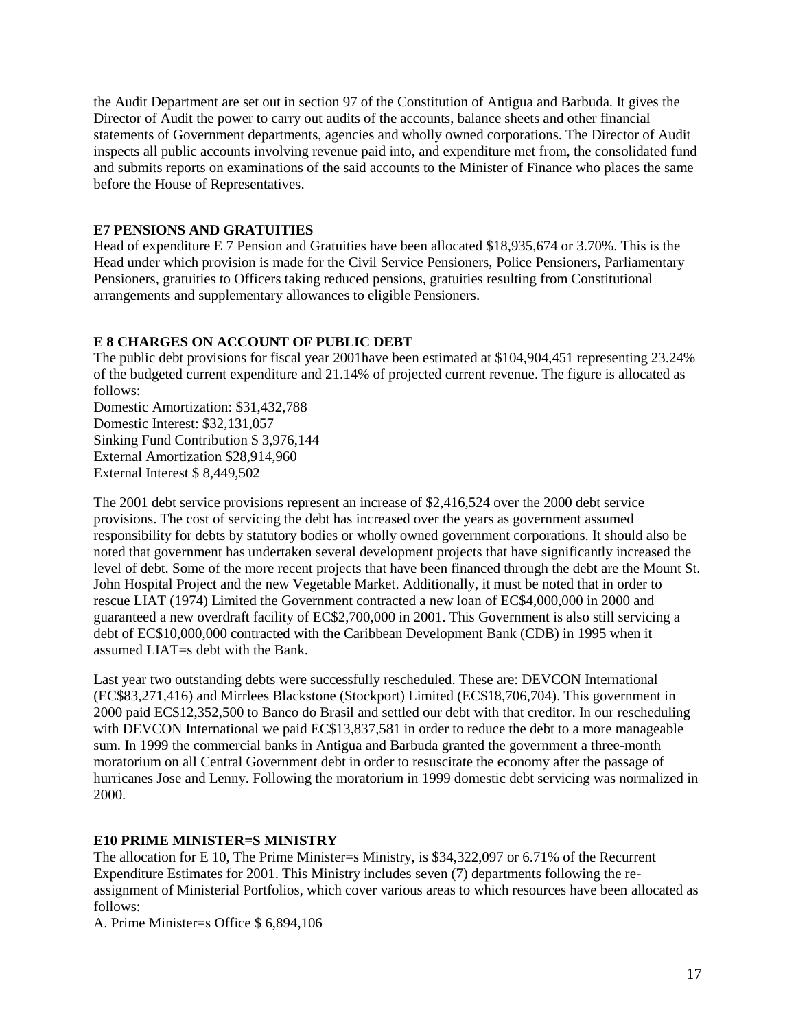the Audit Department are set out in section 97 of the Constitution of Antigua and Barbuda. It gives the Director of Audit the power to carry out audits of the accounts, balance sheets and other financial statements of Government departments, agencies and wholly owned corporations. The Director of Audit inspects all public accounts involving revenue paid into, and expenditure met from, the consolidated fund and submits reports on examinations of the said accounts to the Minister of Finance who places the same before the House of Representatives.

**E7 PENSIONS AND GRATUITIES**

Head of expenditure E 7 Pension and Gratuities have been allocated $18,935,674 or 3.70%. This is the Head under which provision is made for the Civil Service Pensioners, Police Pensioners, Parliamentary Pensioners, gratuities to Officers taking reduced pensions, gratuities resulting from Constitutional arrangements and supplementary allowances to eligible Pensioners.

**E 8 CHARGES ON ACCOUNT OF PUBLIC DEBT**

The public debt provisions for fiscal year 2001have been estimated at $104,904,451 representing 23.24% of the budgeted current expenditure and 21.14% of projected current revenue. The figure is allocated as follows:
Domestic Amortization: $31,432,788
Domestic Interest: $32,131,057
Sinking Fund Contribution $ 3,976,144
External Amortization $28,914,960
External Interest $ 8,449,502

The 2001 debt service provisions represent an increase of $2,416,524 over the 2000 debt service provisions. The cost of servicing the debt has increased over the years as government assumed responsibility for debts by statutory bodies or wholly owned government corporations. It should also be noted that government has undertaken several development projects that have significantly increased the level of debt. Some of the more recent projects that have been financed through the debt are the Mount St. John Hospital Project and the new Vegetable Market. Additionally, it must be noted that in order to rescue LIAT (1974) Limited the Government contracted a new loan of EC$4,000,000 in 2000 and guaranteed a new overdraft facility of EC$2,700,000 in 2001. This Government is also still servicing a debt of EC$10,000,000 contracted with the Caribbean Development Bank (CDB) in 1995 when it assumed LIAT=s debt with the Bank.

Last year two outstanding debts were successfully rescheduled. These are: DEVCON International (EC$83,271,416) and Mirrlees Blackstone (Stockport) Limited (EC$18,706,704). This government in 2000 paid EC$12,352,500 to Banco do Brasil and settled our debt with that creditor. In our rescheduling with DEVCON International we paid EC$13,837,581 in order to reduce the debt to a more manageable sum. In 1999 the commercial banks in Antigua and Barbuda granted the government a three-month moratorium on all Central Government debt in order to resuscitate the economy after the passage of hurricanes Jose and Lenny. Following the moratorium in 1999 domestic debt servicing was normalized in 2000.

**E10 PRIME MINISTER=S MINISTRY**

The allocation for E 10, The Prime Minister=s Ministry, is $34,322,097 or 6.71% of the Recurrent Expenditure Estimates for 2001. This Ministry includes seven (7) departments following the re-assignment of Ministerial Portfolios, which cover various areas to which resources have been allocated as follows:
A. Prime Minister=s Office $ 6,894,106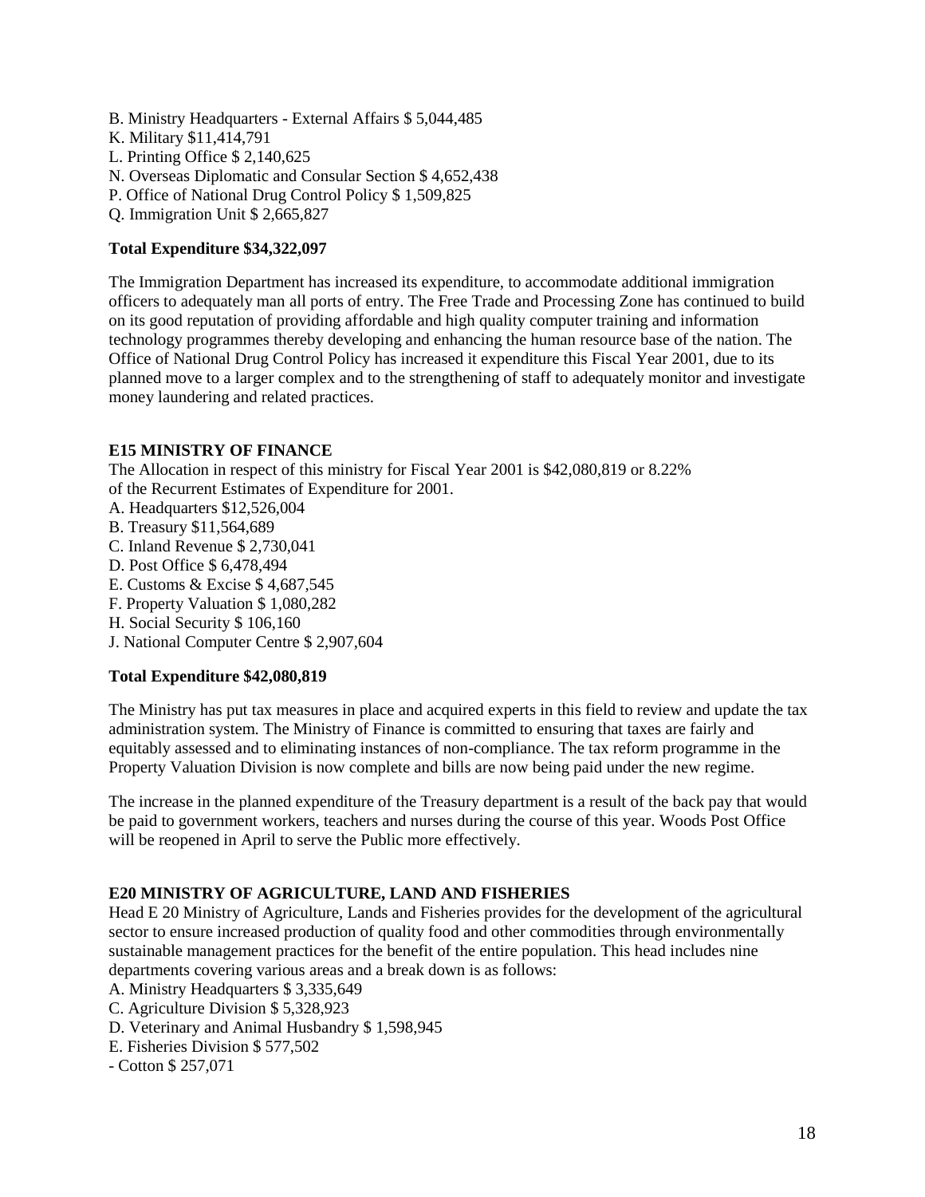B. Ministry Headquarters - External Affairs $ 5,044,485
K. Military $11,414,791
L. Printing Office $ 2,140,625
N. Overseas Diplomatic and Consular Section $ 4,652,438
P. Office of National Drug Control Policy $ 1,509,825
Q. Immigration Unit $ 2,665,827

**Total Expenditure $34,322,097**

The Immigration Department has increased its expenditure, to accommodate additional immigration officers to adequately man all ports of entry. The Free Trade and Processing Zone has continued to build on its good reputation of providing affordable and high quality computer training and information technology programmes thereby developing and enhancing the human resource base of the nation. The Office of National Drug Control Policy has increased it expenditure this Fiscal Year 2001, due to its planned move to a larger complex and to the strengthening of staff to adequately monitor and investigate money laundering and related practices.

**E15 MINISTRY OF FINANCE**

The Allocation in respect of this ministry for Fiscal Year 2001 is $42,080,819 or 8.22% of the Recurrent Estimates of Expenditure for 2001.

A. Headquarters $12,526,004
B. Treasury $11,564,689
C. Inland Revenue $ 2,730,041
D. Post Office $ 6,478,494
E. Customs & Excise $ 4,687,545
F. Property Valuation $ 1,080,282
H. Social Security $ 106,160
J. National Computer Centre $ 2,907,604

**Total Expenditure $42,080,819**

The Ministry has put tax measures in place and acquired experts in this field to review and update the tax administration system. The Ministry of Finance is committed to ensuring that taxes are fairly and equitably assessed and to eliminating instances of non-compliance. The tax reform programme in the Property Valuation Division is now complete and bills are now being paid under the new regime.

The increase in the planned expenditure of the Treasury department is a result of the back pay that would be paid to government workers, teachers and nurses during the course of this year. Woods Post Office will be reopened in April to serve the Public more effectively.

**E20 MINISTRY OF AGRICULTURE, LAND AND FISHERIES**

Head E 20 Ministry of Agriculture, Lands and Fisheries provides for the development of the agricultural sector to ensure increased production of quality food and other commodities through environmentally sustainable management practices for the benefit of the entire population. This head includes nine departments covering various areas and a break down is as follows:

A. Ministry Headquarters $ 3,335,649
C. Agriculture Division $ 5,328,923
D. Veterinary and Animal Husbandry $ 1,598,945
E. Fisheries Division $ 577,502
- Cotton $ 257,071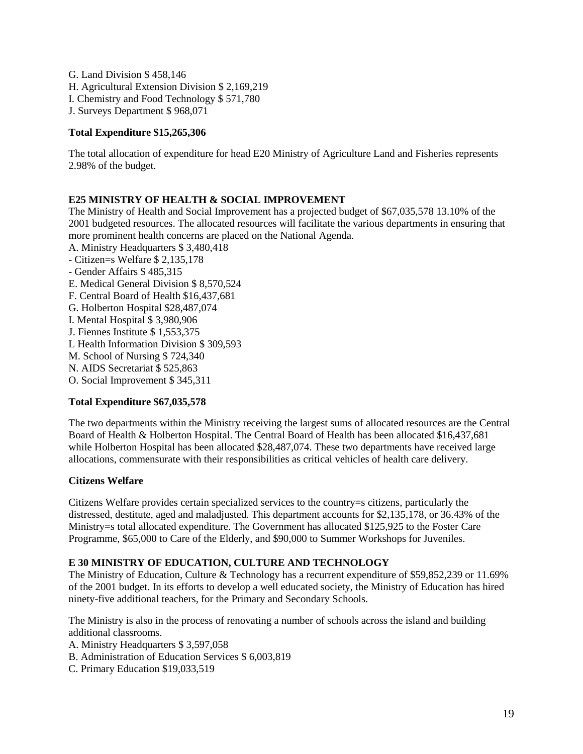G. Land Division $ 458,146  
H. Agricultural Extension Division $ 2,169,219  
I. Chemistry and Food Technology $ 571,780  
J. Surveys Department $ 968,071

**Total Expenditure $15,265,306**

The total allocation of expenditure for head E20 Ministry of Agriculture Land and Fisheries represents 2.98% of the budget.

**E25 MINISTRY OF HEALTH & SOCIAL IMPROVEMENT**

The Ministry of Health and Social Improvement has a projected budget of $67,035,578 13.10% of the 2001 budgeted resources. The allocated resources will facilitate the various departments in ensuring that more prominent health concerns are placed on the National Agenda.

A. Ministry Headquarters $ 3,480,418  
- Citizen=s Welfare $ 2,135,178  
- Gender Affairs $ 485,315  
E. Medical General Division $ 8,570,524  
F. Central Board of Health $16,437,681  
G. Holberton Hospital $28,487,074  
I. Mental Hospital $ 3,980,906  
J. Fiennes Institute $ 1,553,375  
L Health Information Division $ 309,593  
M. School of Nursing $ 724,340  
N. AIDS Secretariat $ 525,863  
O. Social Improvement $ 345,311

**Total Expenditure $67,035,578**

The two departments within the Ministry receiving the largest sums of allocated resources are the Central Board of Health & Holberton Hospital. The Central Board of Health has been allocated $16,437,681 while Holberton Hospital has been allocated $28,487,074. These two departments have received large allocations, commensurate with their responsibilities as critical vehicles of health care delivery.

**Citizens Welfare**

Citizens Welfare provides certain specialized services to the country=s citizens, particularly the distressed, destitute, aged and maladjusted. This department accounts for $2,135,178, or 36.43% of the Ministry=s total allocated expenditure. The Government has allocated $125,925 to the Foster Care Programme, $65,000 to Care of the Elderly, and $90,000 to Summer Workshops for Juveniles.

**E 30 MINISTRY OF EDUCATION, CULTURE AND TECHNOLOGY**

The Ministry of Education, Culture & Technology has a recurrent expenditure of $59,852,239 or 11.69% of the 2001 budget. In its efforts to develop a well educated society, the Ministry of Education has hired ninety-five additional teachers, for the Primary and Secondary Schools.

The Ministry is also in the process of renovating a number of schools across the island and building additional classrooms.

A. Ministry Headquarters $ 3,597,058  
B. Administration of Education Services $ 6,003,819  
C. Primary Education $19,033,519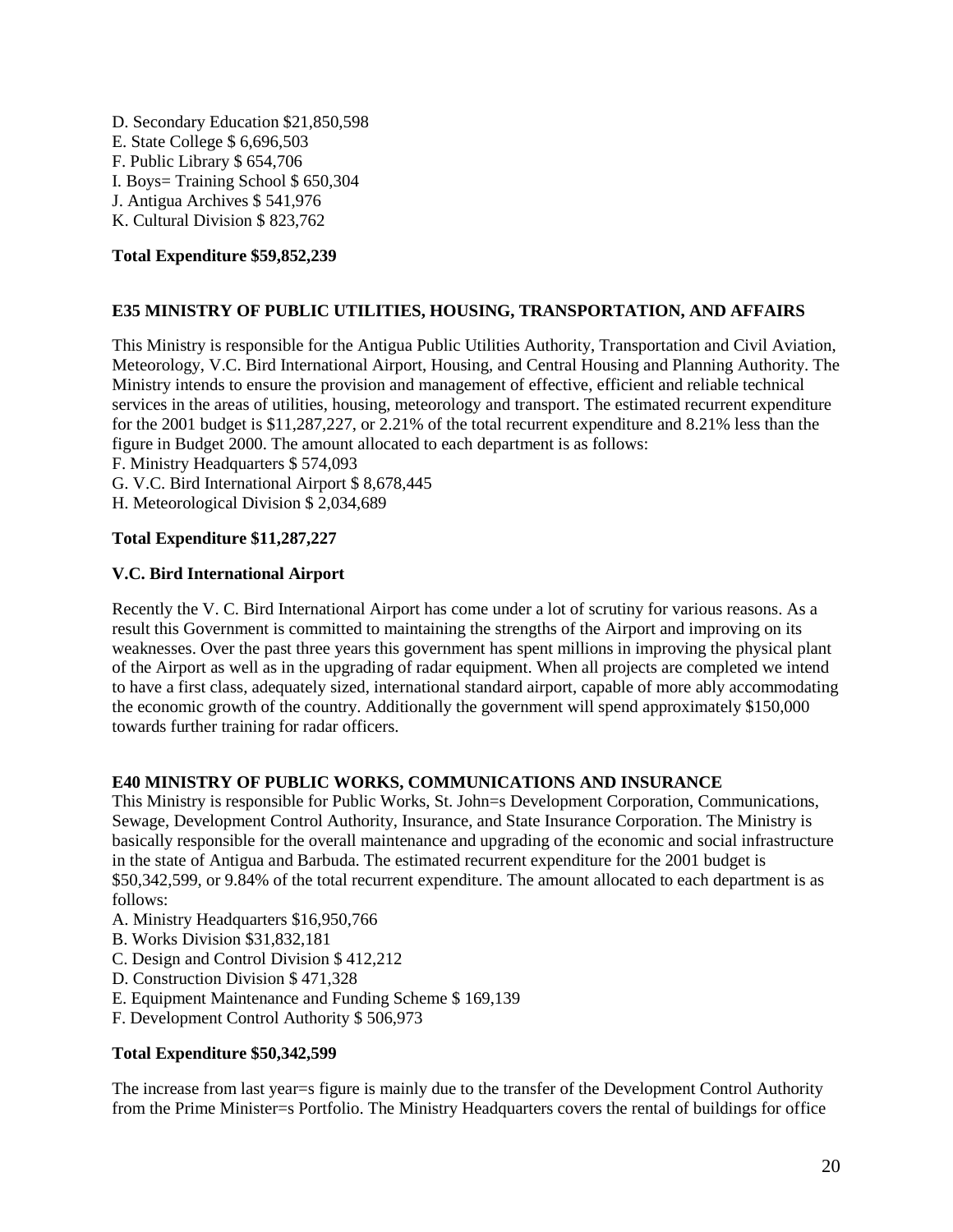D. Secondary Education $21,850,598
E. State College $ 6,696,503
F. Public Library $ 654,706
I. Boys= Training School $ 650,304
J. Antigua Archives $ 541,976
K. Cultural Division $ 823,762

**Total Expenditure $59,852,239**

**E35 MINISTRY OF PUBLIC UTILITIES, HOUSING, TRANSPORTATION, AND AFFAIRS**

This Ministry is responsible for the Antigua Public Utilities Authority, Transportation and Civil Aviation, Meteorology, V.C. Bird International Airport, Housing, and Central Housing and Planning Authority. The Ministry intends to ensure the provision and management of effective, efficient and reliable technical services in the areas of utilities, housing, meteorology and transport. The estimated recurrent expenditure for the 2001 budget is $11,287,227, or 2.21% of the total recurrent expenditure and 8.21% less than the figure in Budget 2000. The amount allocated to each department is as follows:
F. Ministry Headquarters $ 574,093
G. V.C. Bird International Airport $ 8,678,445
H. Meteorological Division $ 2,034,689

**Total Expenditure $11,287,227**

**V.C. Bird International Airport**

Recently the V. C. Bird International Airport has come under a lot of scrutiny for various reasons. As a result this Government is committed to maintaining the strengths of the Airport and improving on its weaknesses. Over the past three years this government has spent millions in improving the physical plant of the Airport as well as in the upgrading of radar equipment. When all projects are completed we intend to have a first class, adequately sized, international standard airport, capable of more ably accommodating the economic growth of the country. Additionally the government will spend approximately $150,000 towards further training for radar officers.

**E40 MINISTRY OF PUBLIC WORKS, COMMUNICATIONS AND INSURANCE**

This Ministry is responsible for Public Works, St. John=s Development Corporation, Communications, Sewage, Development Control Authority, Insurance, and State Insurance Corporation. The Ministry is basically responsible for the overall maintenance and upgrading of the economic and social infrastructure in the state of Antigua and Barbuda. The estimated recurrent expenditure for the 2001 budget is $50,342,599, or 9.84% of the total recurrent expenditure. The amount allocated to each department is as follows:
A. Ministry Headquarters $16,950,766
B. Works Division $31,832,181
C. Design and Control Division $ 412,212
D. Construction Division $ 471,328
E. Equipment Maintenance and Funding Scheme $ 169,139
F. Development Control Authority $ 506,973

**Total Expenditure $50,342,599**

The increase from last year=s figure is mainly due to the transfer of the Development Control Authority from the Prime Minister=s Portfolio. The Ministry Headquarters covers the rental of buildings for office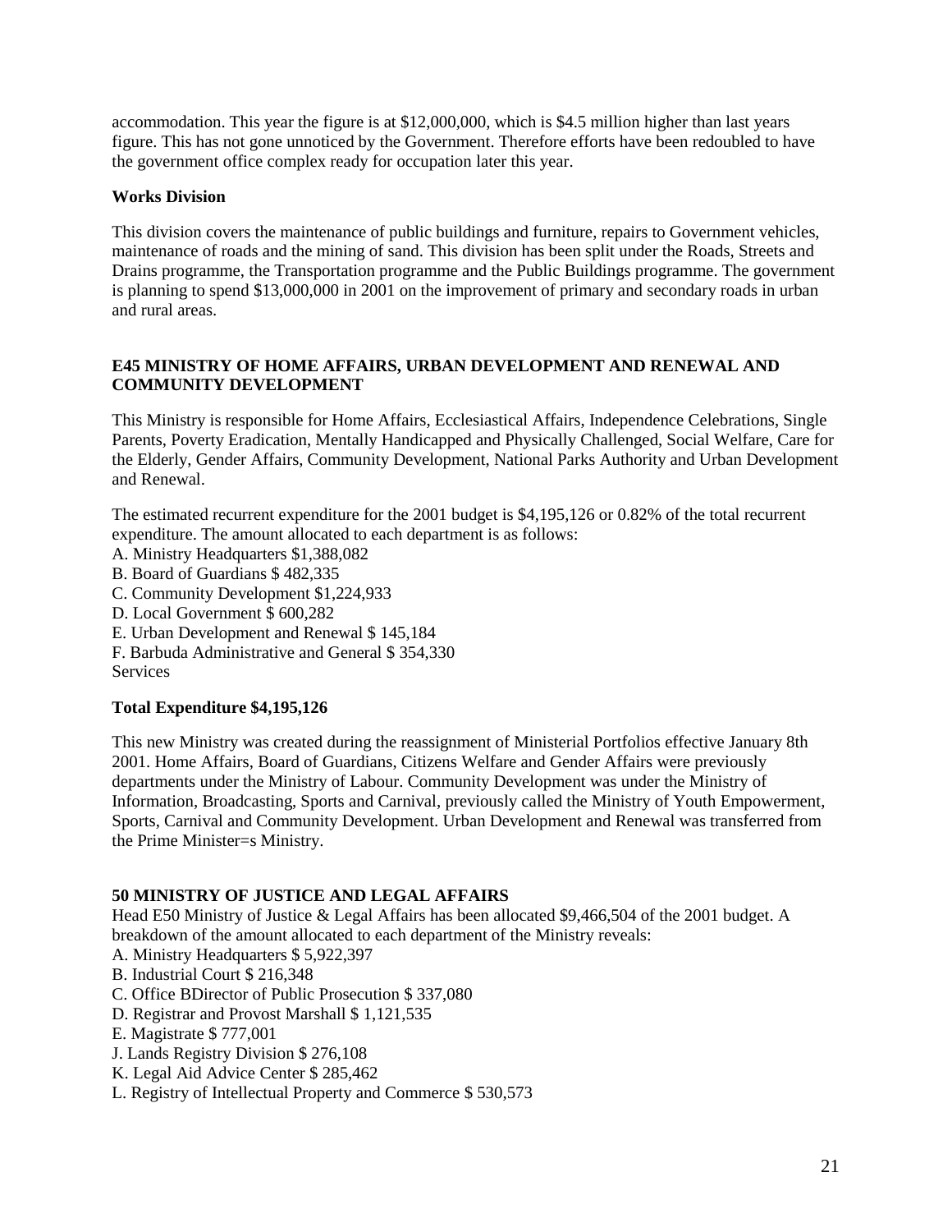accommodation. This year the figure is at $12,000,000, which is $4.5 million higher than last years figure. This has not gone unnoticed by the Government. Therefore efforts have been redoubled to have the government office complex ready for occupation later this year.

**Works Division**

This division covers the maintenance of public buildings and furniture, repairs to Government vehicles, maintenance of roads and the mining of sand. This division has been split under the Roads, Streets and Drains programme, the Transportation programme and the Public Buildings programme. The government is planning to spend $13,000,000 in 2001 on the improvement of primary and secondary roads in urban and rural areas.

## E45 MINISTRY OF HOME AFFAIRS, URBAN DEVELOPMENT AND RENEWAL AND COMMUNITY DEVELOPMENT

This Ministry is responsible for Home Affairs, Ecclesiastical Affairs, Independence Celebrations, Single Parents, Poverty Eradication, Mentally Handicapped and Physically Challenged, Social Welfare, Care for the Elderly, Gender Affairs, Community Development, National Parks Authority and Urban Development and Renewal.

The estimated recurrent expenditure for the 2001 budget is $4,195,126 or 0.82% of the total recurrent expenditure. The amount allocated to each department is as follows:

A. Ministry Headquarters $1,388,082
B. Board of Guardians $ 482,335
C. Community Development $1,224,933
D. Local Government $ 600,282
E. Urban Development and Renewal $ 145,184
F. Barbuda Administrative and General $ 354,330
Services

**Total Expenditure $4,195,126**

This new Ministry was created during the reassignment of Ministerial Portfolios effective January 8th 2001. Home Affairs, Board of Guardians, Citizens Welfare and Gender Affairs were previously departments under the Ministry of Labour. Community Development was under the Ministry of Information, Broadcasting, Sports and Carnival, previously called the Ministry of Youth Empowerment, Sports, Carnival and Community Development. Urban Development and Renewal was transferred from the Prime Minister=s Ministry.

## 50 MINISTRY OF JUSTICE AND LEGAL AFFAIRS

Head E50 Ministry of Justice & Legal Affairs has been allocated $9,466,504 of the 2001 budget. A breakdown of the amount allocated to each department of the Ministry reveals:

A. Ministry Headquarters $ 5,922,397
B. Industrial Court $ 216,348
C. Office BDirector of Public Prosecution $ 337,080
D. Registrar and Provost Marshall $ 1,121,535
E. Magistrate $ 777,001
J. Lands Registry Division $ 276,108
K. Legal Aid Advice Center $ 285,462
L. Registry of Intellectual Property and Commerce $ 530,573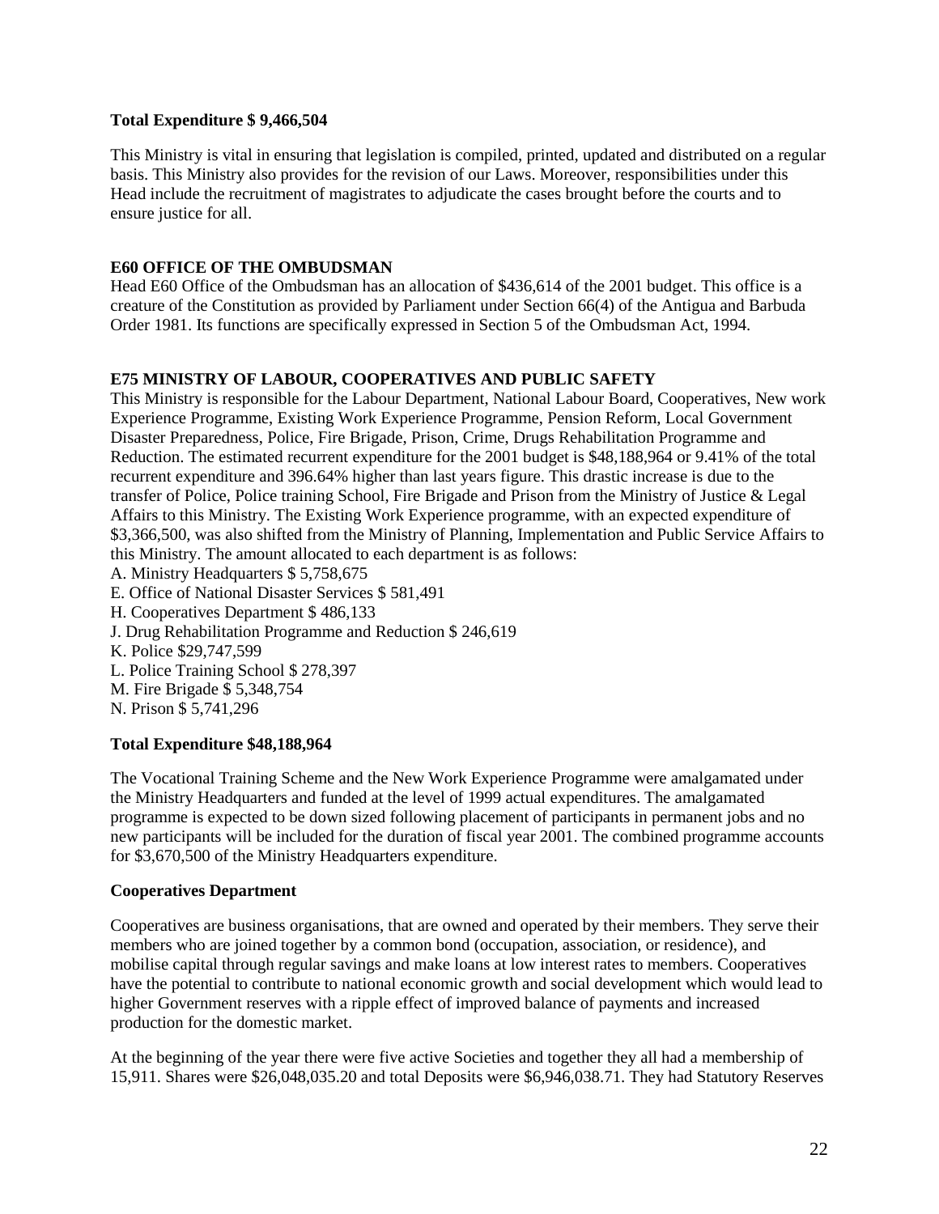**Total Expenditure $ 9,466,504**

This Ministry is vital in ensuring that legislation is compiled, printed, updated and distributed on a regular basis. This Ministry also provides for the revision of our Laws. Moreover, responsibilities under this Head include the recruitment of magistrates to adjudicate the cases brought before the courts and to ensure justice for all.

**E60 OFFICE OF THE OMBUDSMAN**

Head E60 Office of the Ombudsman has an allocation of $436,614 of the 2001 budget. This office is a creature of the Constitution as provided by Parliament under Section 66(4) of the Antigua and Barbuda Order 1981. Its functions are specifically expressed in Section 5 of the Ombudsman Act, 1994.

**E75 MINISTRY OF LABOUR, COOPERATIVES AND PUBLIC SAFETY**

This Ministry is responsible for the Labour Department, National Labour Board, Cooperatives, New work Experience Programme, Existing Work Experience Programme, Pension Reform, Local Government Disaster Preparedness, Police, Fire Brigade, Prison, Crime, Drugs Rehabilitation Programme and Reduction. The estimated recurrent expenditure for the 2001 budget is $48,188,964 or 9.41% of the total recurrent expenditure and 396.64% higher than last years figure. This drastic increase is due to the transfer of Police, Police training School, Fire Brigade and Prison from the Ministry of Justice & Legal Affairs to this Ministry. The Existing Work Experience programme, with an expected expenditure of $3,366,500, was also shifted from the Ministry of Planning, Implementation and Public Service Affairs to this Ministry. The amount allocated to each department is as follows:

A. Ministry Headquarters $ 5,758,675
E. Office of National Disaster Services $ 581,491
H. Cooperatives Department $ 486,133
J. Drug Rehabilitation Programme and Reduction $ 246,619
K. Police $29,747,599
L. Police Training School $ 278,397
M. Fire Brigade $ 5,348,754
N. Prison $ 5,741,296

**Total Expenditure $48,188,964**

The Vocational Training Scheme and the New Work Experience Programme were amalgamated under the Ministry Headquarters and funded at the level of 1999 actual expenditures. The amalgamated programme is expected to be down sized following placement of participants in permanent jobs and no new participants will be included for the duration of fiscal year 2001. The combined programme accounts for $3,670,500 of the Ministry Headquarters expenditure.

**Cooperatives Department**

Cooperatives are business organisations, that are owned and operated by their members. They serve their members who are joined together by a common bond (occupation, association, or residence), and mobilise capital through regular savings and make loans at low interest rates to members. Cooperatives have the potential to contribute to national economic growth and social development which would lead to higher Government reserves with a ripple effect of improved balance of payments and increased production for the domestic market.

At the beginning of the year there were five active Societies and together they all had a membership of 15,911. Shares were $26,048,035.20 and total Deposits were $6,946,038.71. They had Statutory Reserves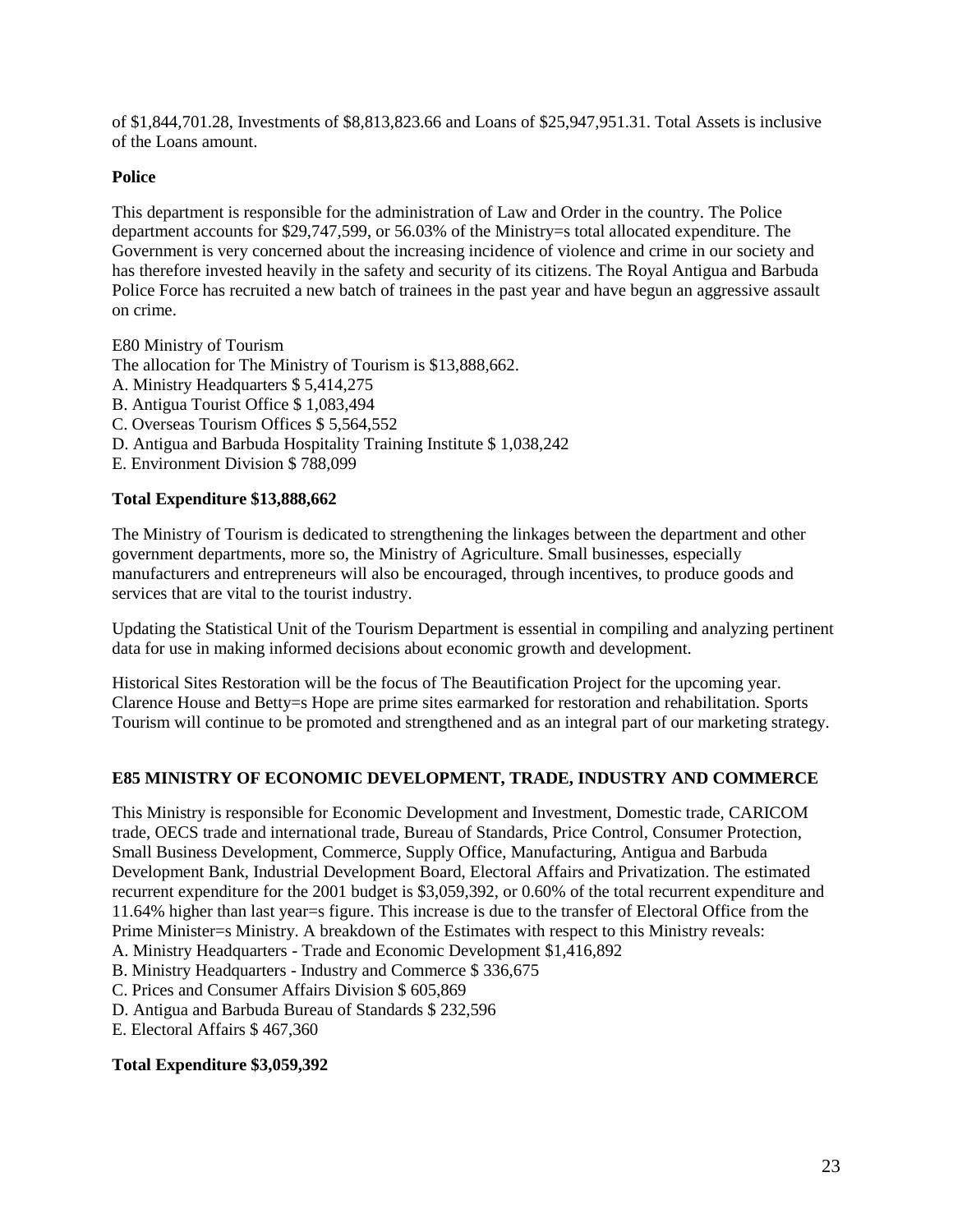of $1,844,701.28, Investments of $8,813,823.66 and Loans of $25,947,951.31. Total Assets is inclusive of the Loans amount.

**Police**

This department is responsible for the administration of Law and Order in the country. The Police department accounts for $29,747,599, or 56.03% of the Ministry=s total allocated expenditure. The Government is very concerned about the increasing incidence of violence and crime in our society and has therefore invested heavily in the safety and security of its citizens. The Royal Antigua and Barbuda Police Force has recruited a new batch of trainees in the past year and have begun an aggressive assault on crime.

E80 Ministry of Tourism

The allocation for The Ministry of Tourism is $13,888,662.

A. Ministry Headquarters $ 5,414,275
B. Antigua Tourist Office $ 1,083,494
C. Overseas Tourism Offices $ 5,564,552
D. Antigua and Barbuda Hospitality Training Institute $ 1,038,242
E. Environment Division $ 788,099

**Total Expenditure $13,888,662**

The Ministry of Tourism is dedicated to strengthening the linkages between the department and other government departments, more so, the Ministry of Agriculture. Small businesses, especially manufacturers and entrepreneurs will also be encouraged, through incentives, to produce goods and services that are vital to the tourist industry.

Updating the Statistical Unit of the Tourism Department is essential in compiling and analyzing pertinent data for use in making informed decisions about economic growth and development.

Historical Sites Restoration will be the focus of The Beautification Project for the upcoming year. Clarence House and Betty=s Hope are prime sites earmarked for restoration and rehabilitation. Sports Tourism will continue to be promoted and strengthened and as an integral part of our marketing strategy.

**E85 MINISTRY OF ECONOMIC DEVELOPMENT, TRADE, INDUSTRY AND COMMERCE**

This Ministry is responsible for Economic Development and Investment, Domestic trade, CARICOM trade, OECS trade and international trade, Bureau of Standards, Price Control, Consumer Protection, Small Business Development, Commerce, Supply Office, Manufacturing, Antigua and Barbuda Development Bank, Industrial Development Board, Electoral Affairs and Privatization. The estimated recurrent expenditure for the 2001 budget is $3,059,392, or 0.60% of the total recurrent expenditure and 11.64% higher than last year=s figure. This increase is due to the transfer of Electoral Office from the Prime Minister=s Ministry. A breakdown of the Estimates with respect to this Ministry reveals:

A. Ministry Headquarters - Trade and Economic Development $1,416,892
B. Ministry Headquarters - Industry and Commerce $ 336,675
C. Prices and Consumer Affairs Division $ 605,869
D. Antigua and Barbuda Bureau of Standards $ 232,596
E. Electoral Affairs $ 467,360

**Total Expenditure $3,059,392**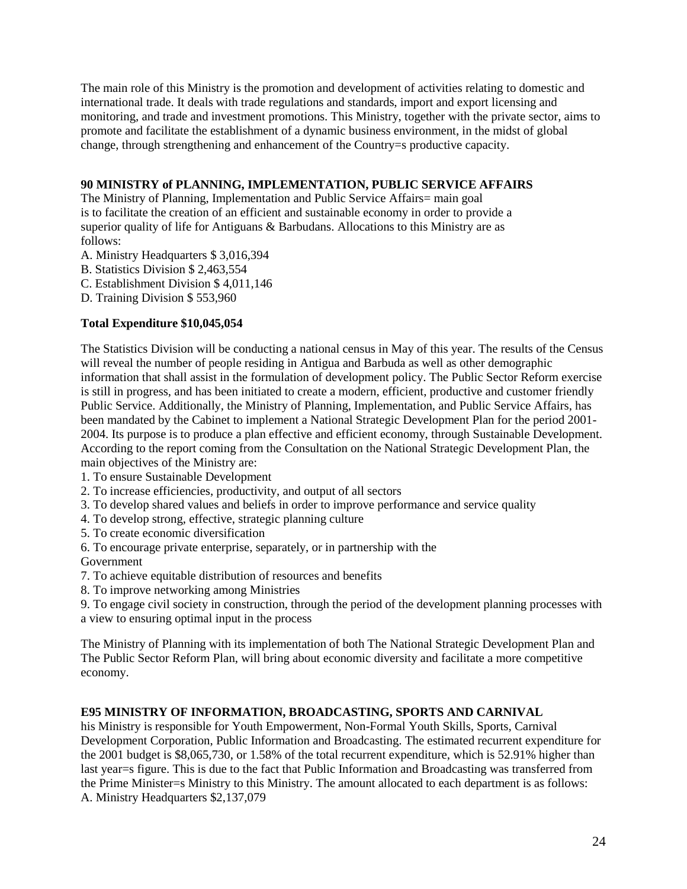The main role of this Ministry is the promotion and development of activities relating to domestic and international trade. It deals with trade regulations and standards, import and export licensing and monitoring, and trade and investment promotions. This Ministry, together with the private sector, aims to promote and facilitate the establishment of a dynamic business environment, in the midst of global change, through strengthening and enhancement of the Country=s productive capacity.

**90 MINISTRY of PLANNING, IMPLEMENTATION, PUBLIC SERVICE AFFAIRS**

The Ministry of Planning, Implementation and Public Service Affairs= main goal is to facilitate the creation of an efficient and sustainable economy in order to provide a superior quality of life for Antiguans & Barbudans. Allocations to this Ministry are as follows:

A. Ministry Headquarters $ 3,016,394
B. Statistics Division $ 2,463,554
C. Establishment Division $ 4,011,146
D. Training Division $ 553,960

**Total Expenditure $10,045,054**

The Statistics Division will be conducting a national census in May of this year. The results of the Census will reveal the number of people residing in Antigua and Barbuda as well as other demographic information that shall assist in the formulation of development policy. The Public Sector Reform exercise is still in progress, and has been initiated to create a modern, efficient, productive and customer friendly Public Service. Additionally, the Ministry of Planning, Implementation, and Public Service Affairs, has been mandated by the Cabinet to implement a National Strategic Development Plan for the period 2001-2004. Its purpose is to produce a plan effective and efficient economy, through Sustainable Development. According to the report coming from the Consultation on the National Strategic Development Plan, the main objectives of the Ministry are:

1. To ensure Sustainable Development
2. To increase efficiencies, productivity, and output of all sectors
3. To develop shared values and beliefs in order to improve performance and service quality
4. To develop strong, effective, strategic planning culture
5. To create economic diversification
6. To encourage private enterprise, separately, or in partnership with the Government
7. To achieve equitable distribution of resources and benefits
8. To improve networking among Ministries
9. To engage civil society in construction, through the period of the development planning processes with a view to ensuring optimal input in the process

The Ministry of Planning with its implementation of both The National Strategic Development Plan and The Public Sector Reform Plan, will bring about economic diversity and facilitate a more competitive economy.

**E95 MINISTRY OF INFORMATION, BROADCASTING, SPORTS AND CARNIVAL**

his Ministry is responsible for Youth Empowerment, Non-Formal Youth Skills, Sports, Carnival Development Corporation, Public Information and Broadcasting. The estimated recurrent expenditure for the 2001 budget is $8,065,730, or 1.58% of the total recurrent expenditure, which is 52.91% higher than last year=s figure. This is due to the fact that Public Information and Broadcasting was transferred from the Prime Minister=s Ministry to this Ministry. The amount allocated to each department is as follows:

A. Ministry Headquarters $2,137,079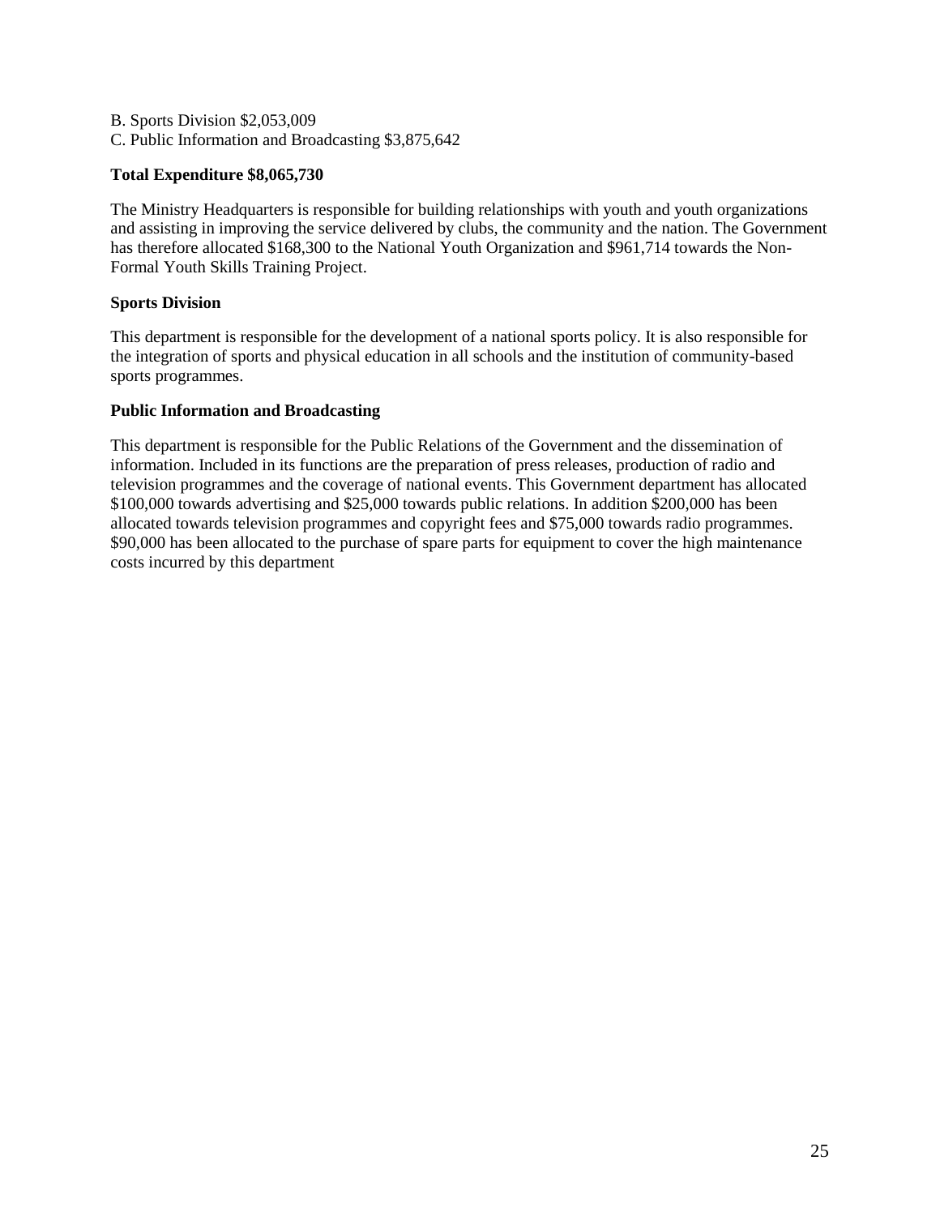B. Sports Division $2,053,009
C. Public Information and Broadcasting $3,875,642

**Total Expenditure $8,065,730**

The Ministry Headquarters is responsible for building relationships with youth and youth organizations and assisting in improving the service delivered by clubs, the community and the nation. The Government has therefore allocated $168,300 to the National Youth Organization and $961,714 towards the Non-Formal Youth Skills Training Project.

**Sports Division**

This department is responsible for the development of a national sports policy. It is also responsible for the integration of sports and physical education in all schools and the institution of community-based sports programmes.

**Public Information and Broadcasting**

This department is responsible for the Public Relations of the Government and the dissemination of information. Included in its functions are the preparation of press releases, production of radio and television programmes and the coverage of national events. This Government department has allocated $100,000 towards advertising and $25,000 towards public relations. In addition $200,000 has been allocated towards television programmes and copyright fees and $75,000 towards radio programmes. $90,000 has been allocated to the purchase of spare parts for equipment to cover the high maintenance costs incurred by this department